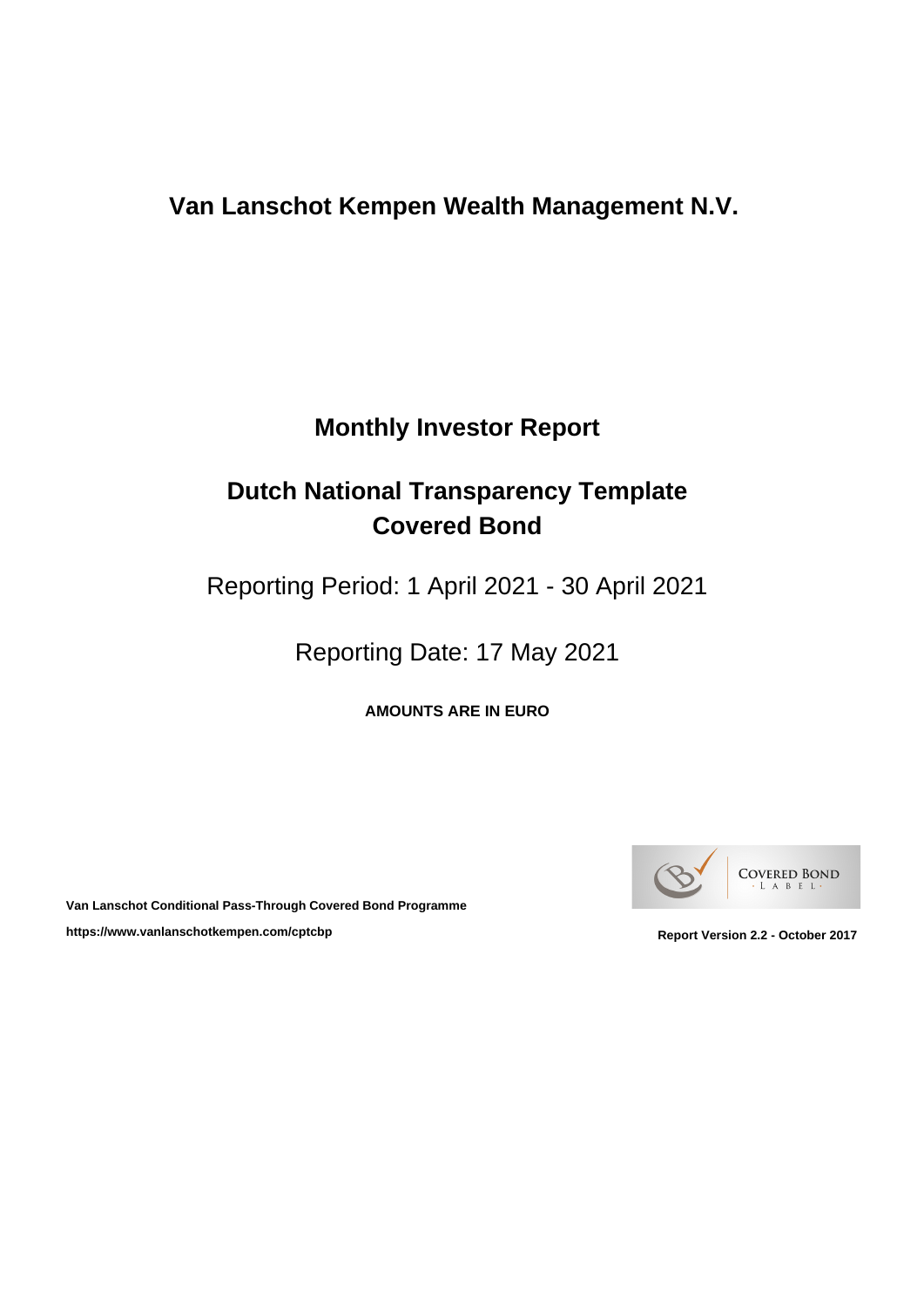# Van Lanschot Kempen Wealth Management N.V.

## Monthly Investor Report

## Dutch National Transparency Template Covered Bond

Reporting Period: 1 April 2021 - 30 April 2021

Reporting Date: 17 May 2021

**AMOUNTS ARE IN EURO**

**Van Lanschot Conditional Pass-Through Covered Bond Programme**

**https://www.vanlanschotkempen.com/cptcbp**

**Report Version 2.2 - October 2017**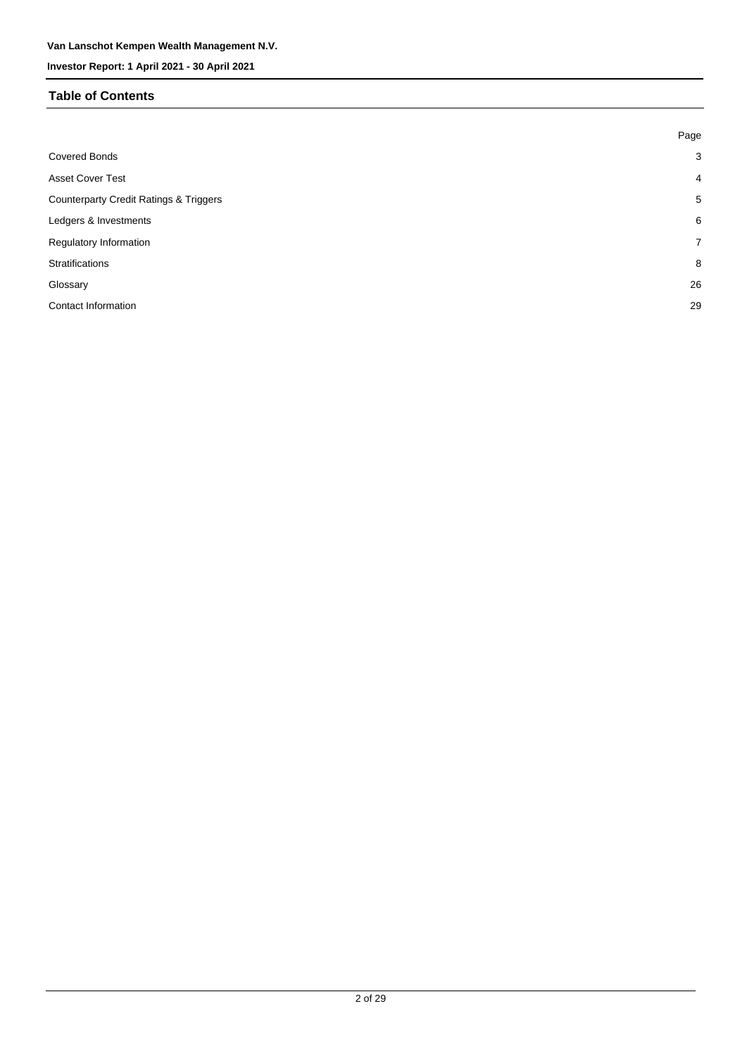## Table of Contents

| | Page |
|---|---|
| Covered Bonds | 3 |
| Asset Cover Test | 4 |
| Counterparty Credit Ratings & Triggers | 5 |
| Ledgers & Investments | 6 |
| Regulatory Information | 7 |
| Stratifications | 8 |
| Glossary | 26 |
| Contact Information | 29 |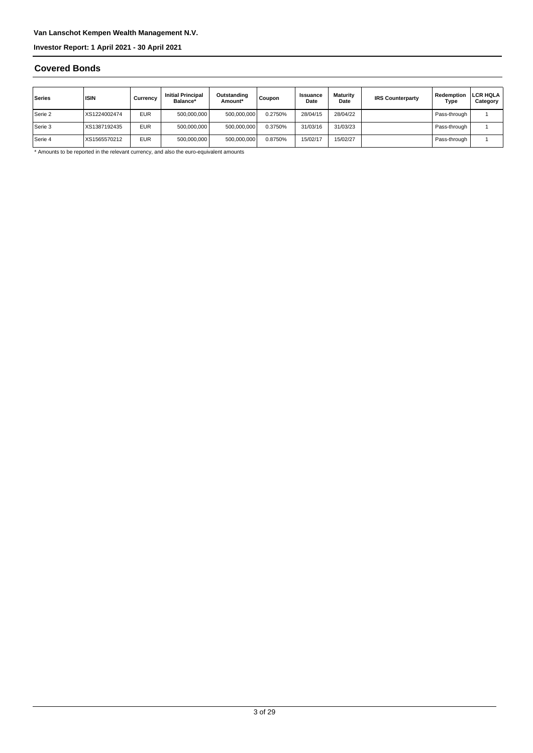# Covered Bonds

| Series | ISIN | Currency | Initial Principal Balance* | Outstanding Amount* | Coupon | Issuance Date | Maturity Date | IRS Counterparty | Redemption Type | LCR HQLA Category |
|---|---|---|---|---|---|---|---|---|---|---|
| Serie 2 | XS1224002474 | EUR | 500,000,000 | 500,000,000 | 0.2750% | 28/04/15 | 28/04/22 | | Pass-through | 1 |
| Serie 3 | XS1387192435 | EUR | 500,000,000 | 500,000,000 | 0.3750% | 31/03/16 | 31/03/23 | | Pass-through | 1 |
| Serie 4 | XS1565570212 | EUR | 500,000,000 | 500,000,000 | 0.8750% | 15/02/17 | 15/02/27 | | Pass-through | 1 |

* Amounts to be reported in the relevant currency, and also the euro-equivalent amounts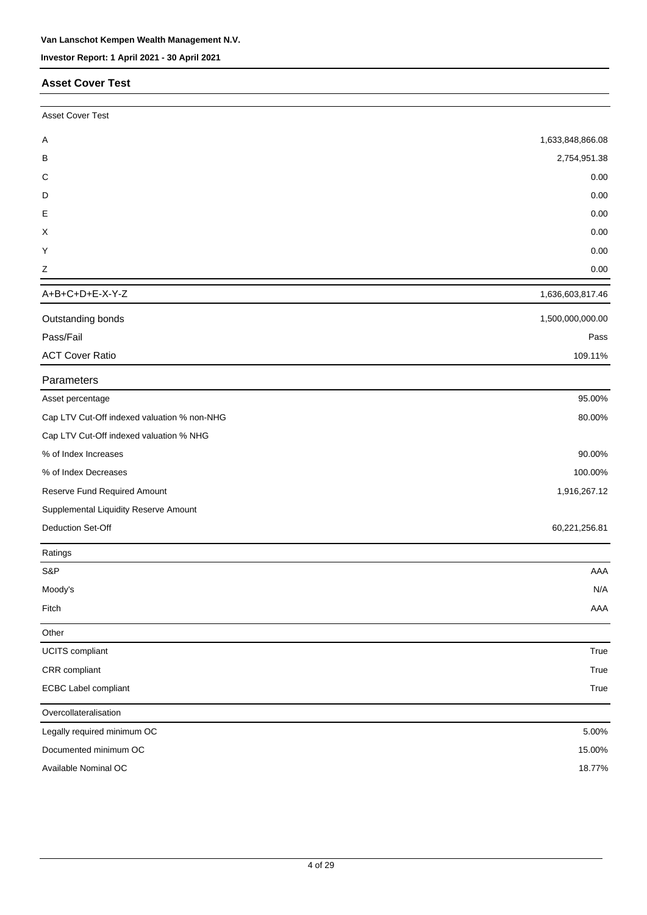## Asset Cover Test

| Asset Cover Test | |
|---|---|
| A | 1,633,848,866.08 |
| B | 2,754,951.38 |
| C | 0.00 |
| D | 0.00 |
| E | 0.00 |
| X | 0.00 |
| Y | 0.00 |
| Z | 0.00 |
| A+B+C+D+E-X-Y-Z | 1,636,603,817.46 |
| Outstanding bonds | 1,500,000,000.00 |
| Pass/Fail | Pass |
| ACT Cover Ratio | 109.11% |

| Parameters | |
|---|---|
| Asset percentage | 95.00% |
| Cap LTV Cut-Off indexed valuation % non-NHG | 80.00% |
| Cap LTV Cut-Off indexed valuation % NHG | |
| % of Index Increases | 90.00% |
| % of Index Decreases | 100.00% |
| Reserve Fund Required Amount | 1,916,267.12 |
| Supplemental Liquidity Reserve Amount | |
| Deduction Set-Off | 60,221,256.81 |

| Ratings | |
|---|---|
| S&P | AAA |
| Moody's | N/A |
| Fitch | AAA |

| Other | |
|---|---|
| UCITS compliant | True |
| CRR compliant | True |
| ECBC Label compliant | True |

| Overcollateralisation | |
|---|---|
| Legally required minimum OC | 5.00% |
| Documented minimum OC | 15.00% |
| Available Nominal OC | 18.77% |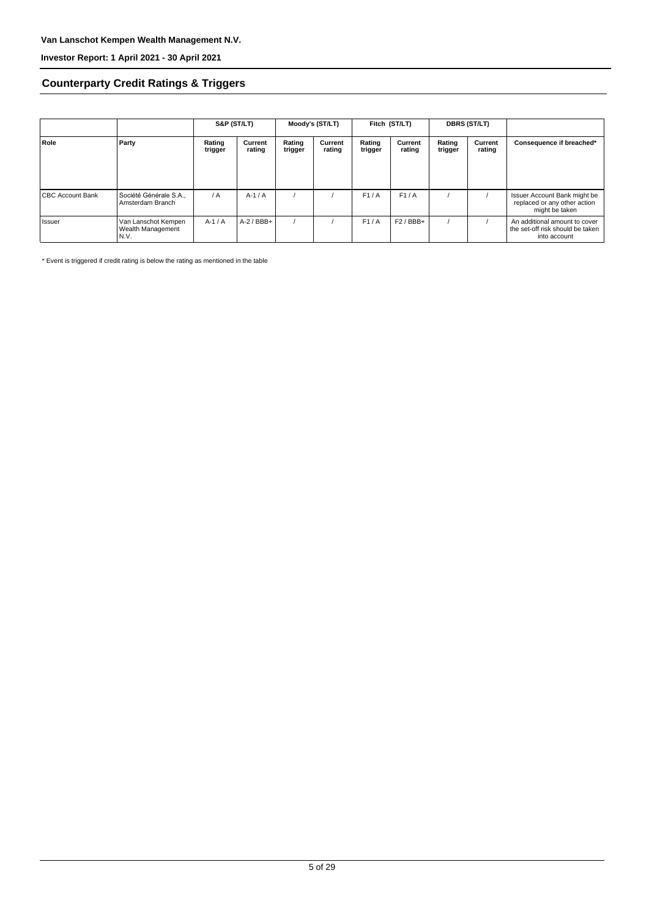Van Lanschot Kempen Wealth Management N.V.

Investor Report: 1 April 2021 - 30 April 2021

## Counterparty Credit Ratings & Triggers

| | | S&P (ST/LT) | | Moody's (ST/LT) | | Fitch (ST/LT) | | DBRS (ST/LT) | | |
|---|---|---|---|---|---|---|---|---|---|---|
| **Role** | **Party** | **Rating trigger** | **Current rating** | **Rating trigger** | **Current rating** | **Rating trigger** | **Current rating** | **Rating trigger** | **Current rating** | **Consequence if breached*** |
| CBC Account Bank | Société Générale S.A., Amsterdam Branch | / A | A-1 / A | / | / | F1 / A | F1 / A | / | / | Issuer Account Bank might be replaced or any other action might be taken |
| Issuer | Van Lanschot Kempen Wealth Management N.V. | A-1 / A | A-2 / BBB+ | / | / | F1 / A | F2 / BBB+ | / | / | An additional amount to cover the set-off risk should be taken into account |

* Event is triggered if credit rating is below the rating as mentioned in the table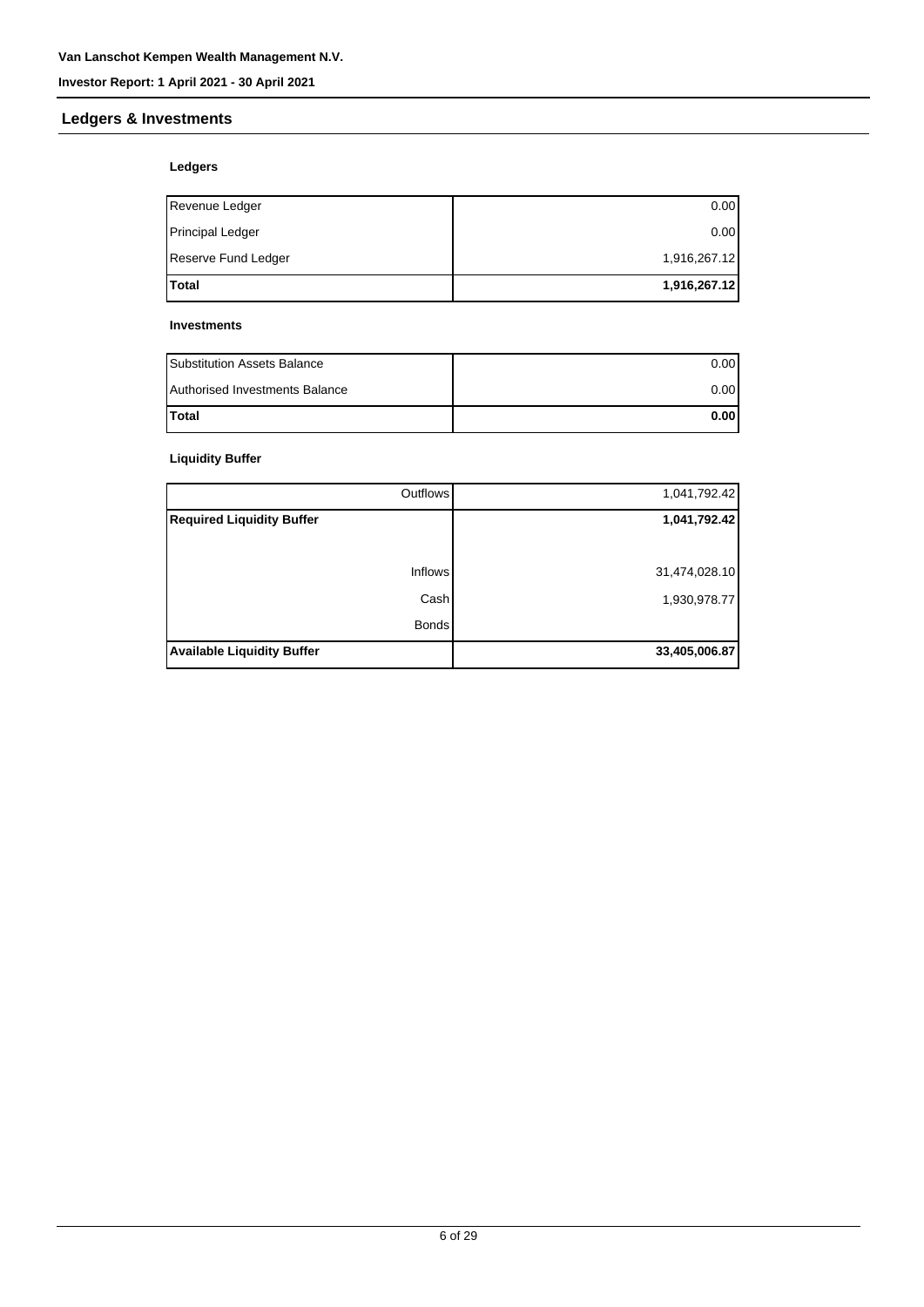## Ledgers & Investments

### Ledgers

| | |
|---|---:|
| Revenue Ledger | 0.00 |
| Principal Ledger | 0.00 |
| Reserve Fund Ledger | 1,916,267.12 |
| **Total** | **1,916,267.12** |

### Investments

| | |
|---|---:|
| Substitution Assets Balance | 0.00 |
| Authorised Investments Balance | 0.00 |
| **Total** | **0.00** |

### Liquidity Buffer

| | |
|---:|---:|
| Outflows | 1,041,792.42 |
| **Required Liquidity Buffer** | **1,041,792.42** |
| | |
| Inflows | 31,474,028.10 |
| Cash | 1,930,978.77 |
| Bonds | |
| **Available Liquidity Buffer** | **33,405,006.87** |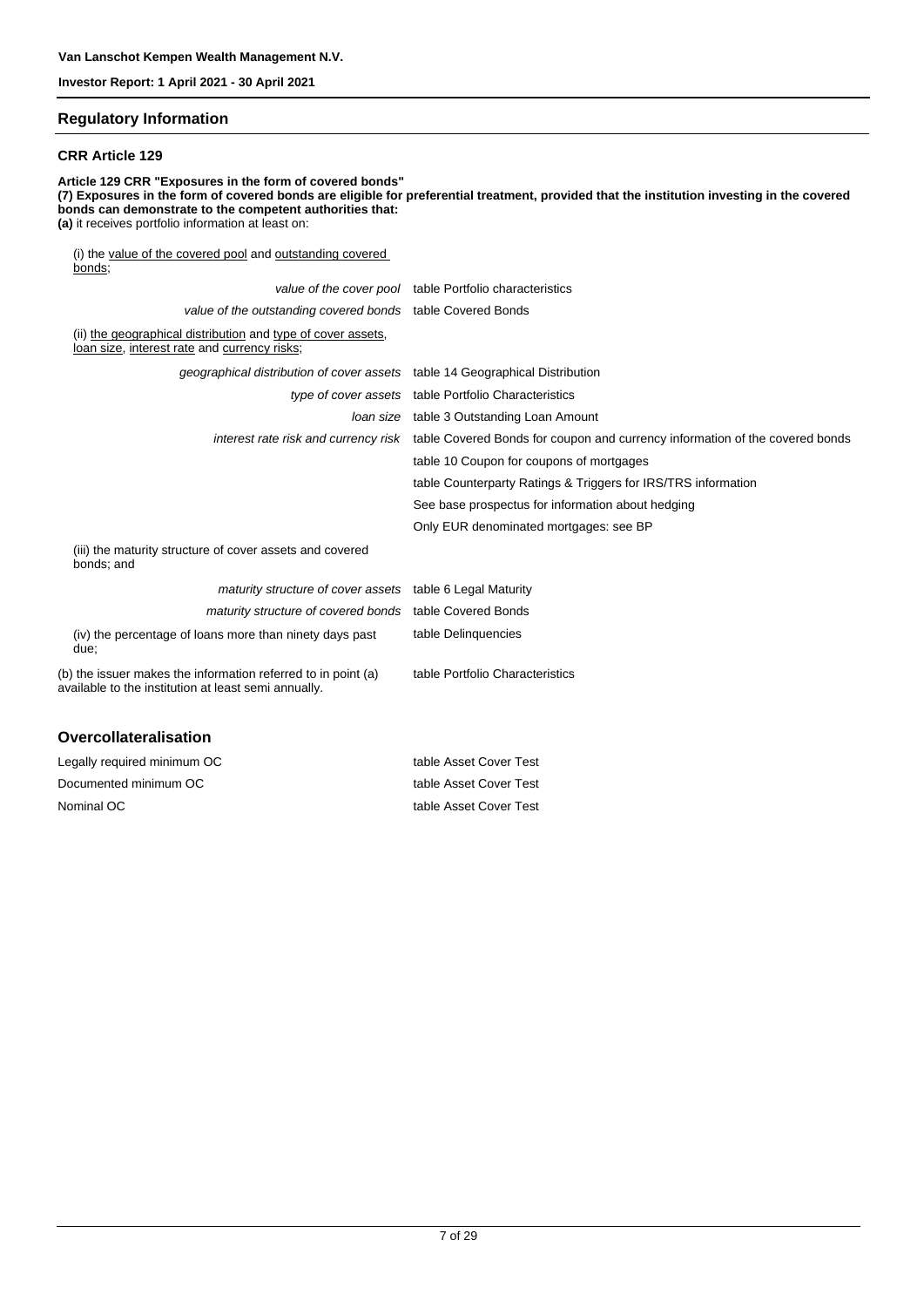## Regulatory Information

### CRR Article 129

**Article 129 CRR "Exposures in the form of covered bonds"**
**(7) Exposures in the form of covered bonds are eligible for preferential treatment, provided that the institution investing in the covered bonds can demonstrate to the competent authorities that:**
**(a)** it receives portfolio information at least on:

| | |
|---|---|
| (i) the value of the covered pool and outstanding covered bonds; | |
| *value of the cover pool* | table Portfolio characteristics |
| *value of the outstanding covered bonds* | table Covered Bonds |
| (ii) the geographical distribution and type of cover assets, loan size, interest rate and currency risks; | |
| *geographical distribution of cover assets* | table 14 Geographical Distribution |
| *type of cover assets* | table Portfolio Characteristics |
| *loan size* | table 3 Outstanding Loan Amount |
| *interest rate risk and currency risk* | table Covered Bonds for coupon and currency information of the covered bonds |
| | table 10 Coupon for coupons of mortgages |
| | table Counterparty Ratings & Triggers for IRS/TRS information |
| | See base prospectus for information about hedging |
| | Only EUR denominated mortgages: see BP |
| (iii) the maturity structure of cover assets and covered bonds; and | |
| *maturity structure of cover assets* | table 6 Legal Maturity |
| *maturity structure of covered bonds* | table Covered Bonds |
| (iv) the percentage of loans more than ninety days past due; | table Delinquencies |
| (b) the issuer makes the information referred to in point (a) available to the institution at least semi annually. | table Portfolio Characteristics |

## Overcollateralisation

| | |
|---|---|
| Legally required minimum OC | table Asset Cover Test |
| Documented minimum OC | table Asset Cover Test |
| Nominal OC | table Asset Cover Test |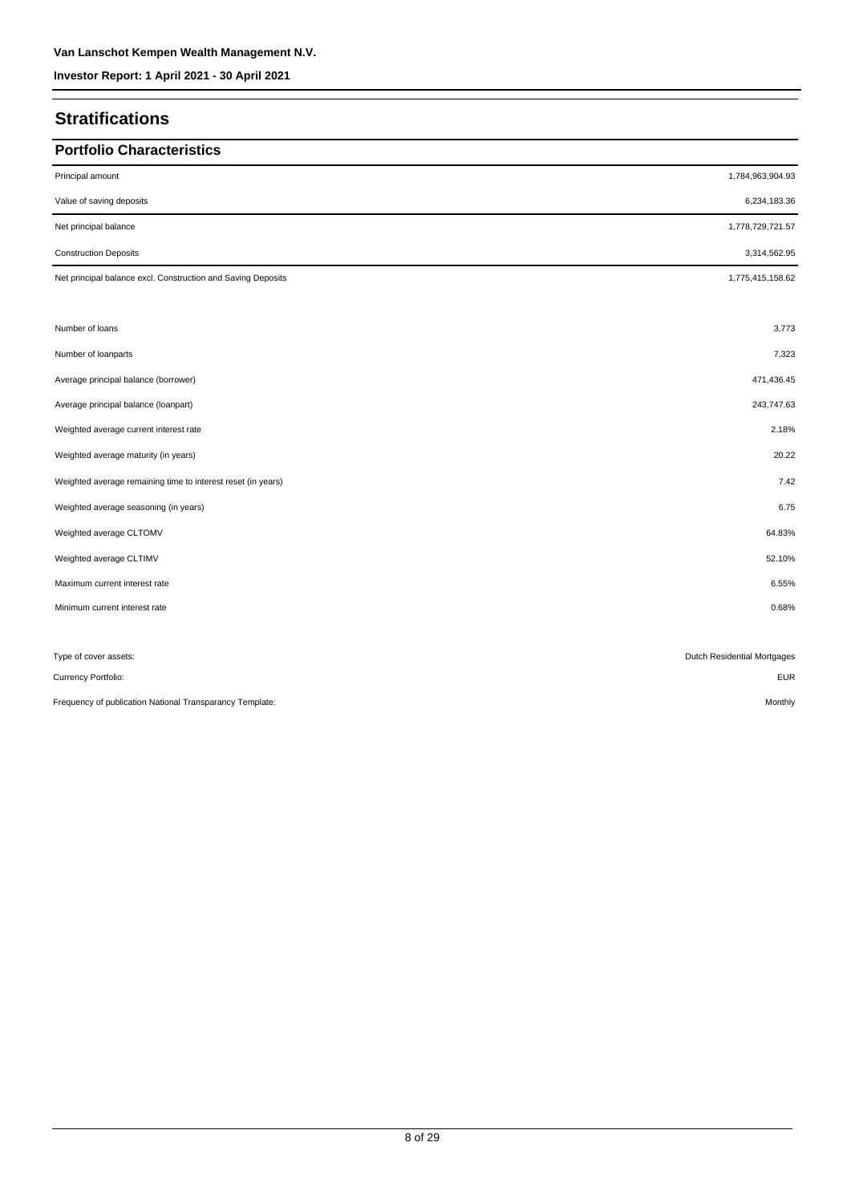Van Lanschot Kempen Wealth Management N.V.

Investor Report: 1 April 2021 - 30 April 2021

## Stratifications

### Portfolio Characteristics

| | |
|---|---|
| Principal amount | 1,784,963,904.93 |
| Value of saving deposits | 6,234,183.36 |
| Net principal balance | 1,778,729,721.57 |
| Construction Deposits | 3,314,562.95 |
| Net principal balance excl. Construction and Saving Deposits | 1,775,415,158.62 |

| | |
|---|---|
| Number of loans | 3,773 |
| Number of loanparts | 7,323 |
| Average principal balance (borrower) | 471,436.45 |
| Average principal balance (loanpart) | 243,747.63 |
| Weighted average current interest rate | 2.18% |
| Weighted average maturity (in years) | 20.22 |
| Weighted average remaining time to interest reset (in years) | 7.42 |
| Weighted average seasoning (in years) | 6.75 |
| Weighted average CLTOMV | 64.83% |
| Weighted average CLTIMV | 52.10% |
| Maximum current interest rate | 6.55% |
| Minimum current interest rate | 0.68% |

| | |
|---|---|
| Type of cover assets: | Dutch Residential Mortgages |
| Currency Portfolio: | EUR |
| Frequency of publication National Transparancy Template: | Monthly |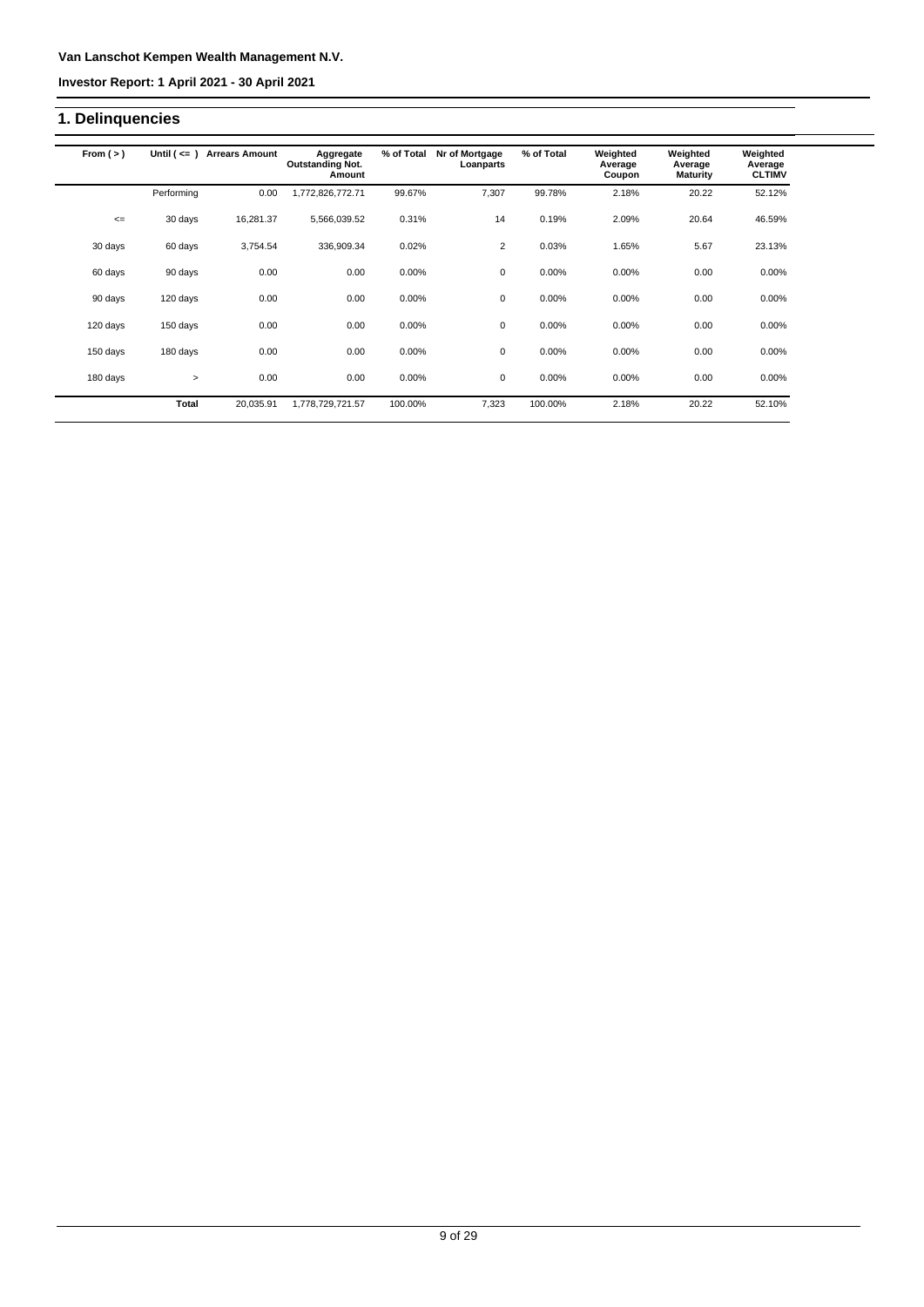Van Lanschot Kempen Wealth Management N.V.

Investor Report: 1 April 2021 - 30 April 2021

## 1. Delinquencies

| From ( > ) | Until ( <= ) | Arrears Amount | Aggregate Outstanding Not. Amount | % of Total | Nr of Mortgage Loanparts | % of Total | Weighted Average Coupon | Weighted Average Maturity | Weighted Average CLTIMV |
|---|---|---|---|---|---|---|---|---|---|
| | Performing | 0.00 | 1,772,826,772.71 | 99.67% | 7,307 | 99.78% | 2.18% | 20.22 | 52.12% |
| <= | 30 days | 16,281.37 | 5,566,039.52 | 0.31% | 14 | 0.19% | 2.09% | 20.64 | 46.59% |
| 30 days | 60 days | 3,754.54 | 336,909.34 | 0.02% | 2 | 0.03% | 1.65% | 5.67 | 23.13% |
| 60 days | 90 days | 0.00 | 0.00 | 0.00% | 0 | 0.00% | 0.00% | 0.00 | 0.00% |
| 90 days | 120 days | 0.00 | 0.00 | 0.00% | 0 | 0.00% | 0.00% | 0.00 | 0.00% |
| 120 days | 150 days | 0.00 | 0.00 | 0.00% | 0 | 0.00% | 0.00% | 0.00 | 0.00% |
| 150 days | 180 days | 0.00 | 0.00 | 0.00% | 0 | 0.00% | 0.00% | 0.00 | 0.00% |
| 180 days | > | 0.00 | 0.00 | 0.00% | 0 | 0.00% | 0.00% | 0.00 | 0.00% |
| | **Total** | 20,035.91 | 1,778,729,721.57 | 100.00% | 7,323 | 100.00% | 2.18% | 20.22 | 52.10% |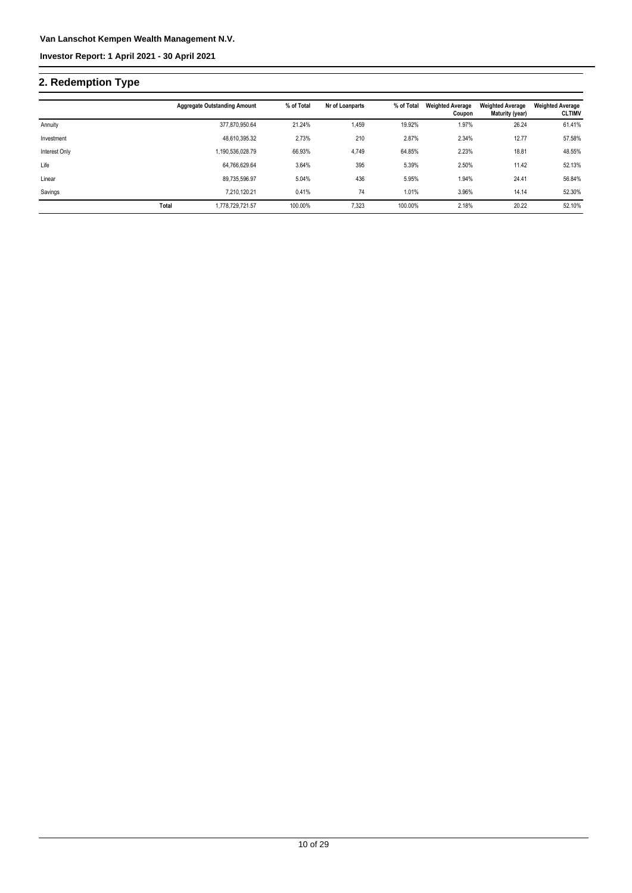## 2. Redemption Type

| | Aggregate Outstanding Amount | % of Total | Nr of Loanparts | % of Total | Weighted Average Coupon | Weighted Average Maturity (year) | Weighted Average CLTIMV |
|---|---|---|---|---|---|---|---|
| Annuity | 377,870,950.64 | 21.24% | 1,459 | 19.92% | 1.97% | 26.24 | 61.41% |
| Investment | 48,610,395.32 | 2.73% | 210 | 2.87% | 2.34% | 12.77 | 57.58% |
| Interest Only | 1,190,536,028.79 | 66.93% | 4,749 | 64.85% | 2.23% | 18.81 | 48.55% |
| Life | 64,766,629.64 | 3.64% | 395 | 5.39% | 2.50% | 11.42 | 52.13% |
| Linear | 89,735,596.97 | 5.04% | 436 | 5.95% | 1.94% | 24.41 | 56.84% |
| Savings | 7,210,120.21 | 0.41% | 74 | 1.01% | 3.96% | 14.14 | 52.30% |
| **Total** | 1,778,729,721.57 | 100.00% | 7,323 | 100.00% | 2.18% | 20.22 | 52.10% |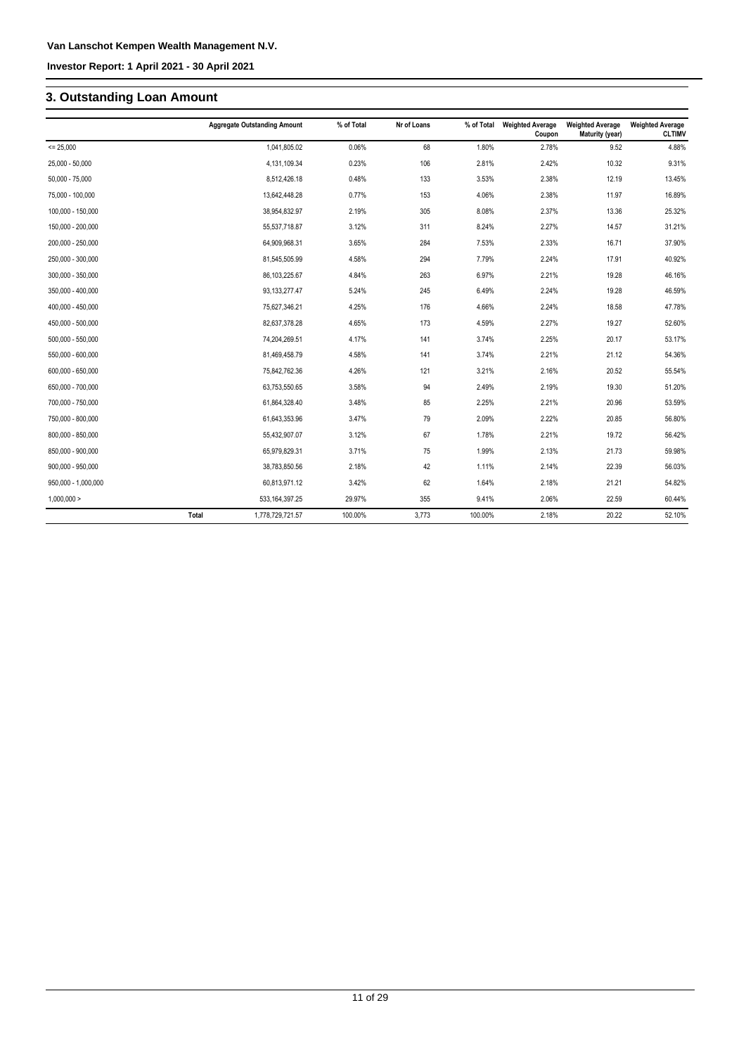## 3. Outstanding Loan Amount

| | Aggregate Outstanding Amount | % of Total | Nr of Loans | % of Total | Weighted Average Coupon | Weighted Average Maturity (year) | Weighted Average CLTIMV |
|---|---|---|---|---|---|---|---|
| <= 25,000 | 1,041,805.02 | 0.06% | 68 | 1.80% | 2.78% | 9.52 | 4.88% |
| 25,000 - 50,000 | 4,131,109.34 | 0.23% | 106 | 2.81% | 2.42% | 10.32 | 9.31% |
| 50,000 - 75,000 | 8,512,426.18 | 0.48% | 133 | 3.53% | 2.38% | 12.19 | 13.45% |
| 75,000 - 100,000 | 13,642,448.28 | 0.77% | 153 | 4.06% | 2.38% | 11.97 | 16.89% |
| 100,000 - 150,000 | 38,954,832.97 | 2.19% | 305 | 8.08% | 2.37% | 13.36 | 25.32% |
| 150,000 - 200,000 | 55,537,718.87 | 3.12% | 311 | 8.24% | 2.27% | 14.57 | 31.21% |
| 200,000 - 250,000 | 64,909,968.31 | 3.65% | 284 | 7.53% | 2.33% | 16.71 | 37.90% |
| 250,000 - 300,000 | 81,545,505.99 | 4.58% | 294 | 7.79% | 2.24% | 17.91 | 40.92% |
| 300,000 - 350,000 | 86,103,225.67 | 4.84% | 263 | 6.97% | 2.21% | 19.28 | 46.16% |
| 350,000 - 400,000 | 93,133,277.47 | 5.24% | 245 | 6.49% | 2.24% | 19.28 | 46.59% |
| 400,000 - 450,000 | 75,627,346.21 | 4.25% | 176 | 4.66% | 2.24% | 18.58 | 47.78% |
| 450,000 - 500,000 | 82,637,378.28 | 4.65% | 173 | 4.59% | 2.27% | 19.27 | 52.60% |
| 500,000 - 550,000 | 74,204,269.51 | 4.17% | 141 | 3.74% | 2.25% | 20.17 | 53.17% |
| 550,000 - 600,000 | 81,469,458.79 | 4.58% | 141 | 3.74% | 2.21% | 21.12 | 54.36% |
| 600,000 - 650,000 | 75,842,762.36 | 4.26% | 121 | 3.21% | 2.16% | 20.52 | 55.54% |
| 650,000 - 700,000 | 63,753,550.65 | 3.58% | 94 | 2.49% | 2.19% | 19.30 | 51.20% |
| 700,000 - 750,000 | 61,864,328.40 | 3.48% | 85 | 2.25% | 2.21% | 20.96 | 53.59% |
| 750,000 - 800,000 | 61,643,353.96 | 3.47% | 79 | 2.09% | 2.22% | 20.85 | 56.80% |
| 800,000 - 850,000 | 55,432,907.07 | 3.12% | 67 | 1.78% | 2.21% | 19.72 | 56.42% |
| 850,000 - 900,000 | 65,979,829.31 | 3.71% | 75 | 1.99% | 2.13% | 21.73 | 59.98% |
| 900,000 - 950,000 | 38,783,850.56 | 2.18% | 42 | 1.11% | 2.14% | 22.39 | 56.03% |
| 950,000 - 1,000,000 | 60,813,971.12 | 3.42% | 62 | 1.64% | 2.18% | 21.21 | 54.82% |
| 1,000,000 > | 533,164,397.25 | 29.97% | 355 | 9.41% | 2.06% | 22.59 | 60.44% |
| Total | 1,778,729,721.57 | 100.00% | 3,773 | 100.00% | 2.18% | 20.22 | 52.10% |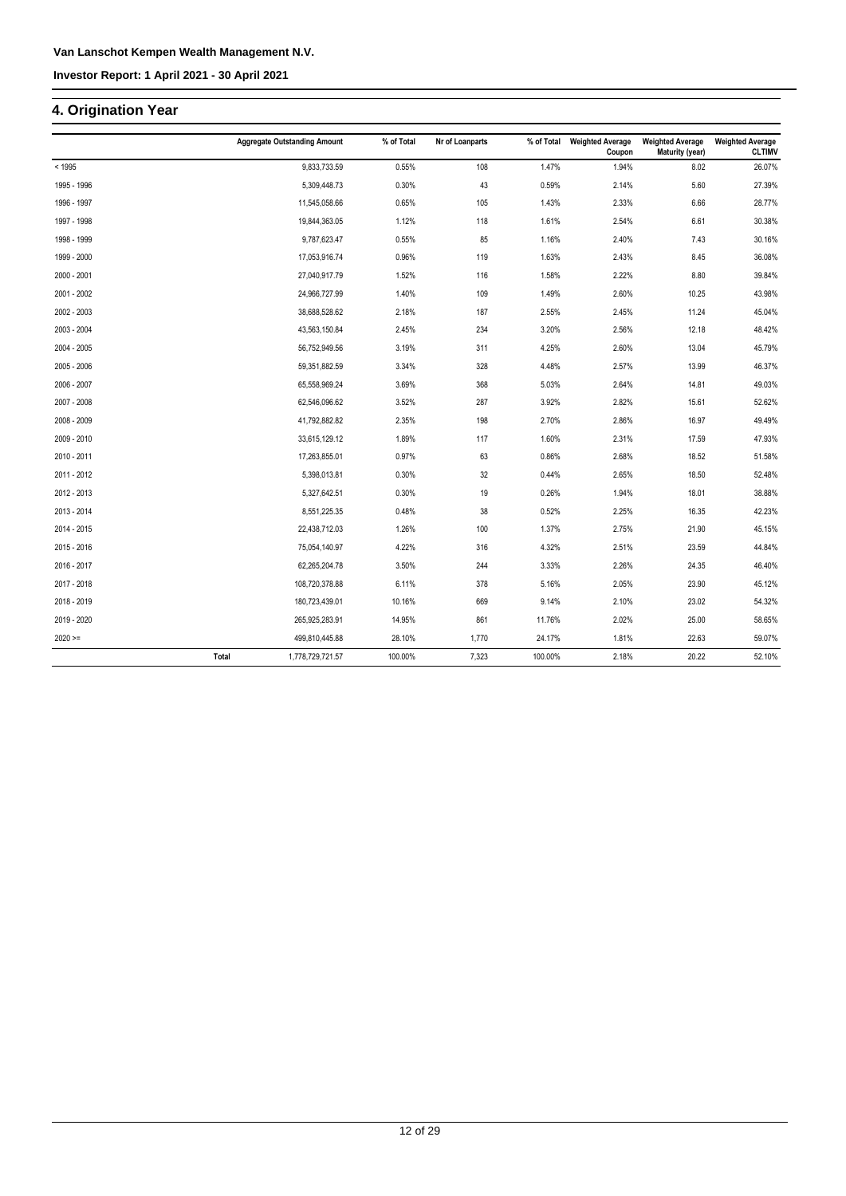## 4. Origination Year

| | Aggregate Outstanding Amount | % of Total | Nr of Loanparts | % of Total | Weighted Average Coupon | Weighted Average Maturity (year) | Weighted Average CLTIMV |
|---|---|---|---|---|---|---|---|
| < 1995 | 9,833,733.59 | 0.55% | 108 | 1.47% | 1.94% | 8.02 | 26.07% |
| 1995 - 1996 | 5,309,448.73 | 0.30% | 43 | 0.59% | 2.14% | 5.60 | 27.39% |
| 1996 - 1997 | 11,545,058.66 | 0.65% | 105 | 1.43% | 2.33% | 6.66 | 28.77% |
| 1997 - 1998 | 19,844,363.05 | 1.12% | 118 | 1.61% | 2.54% | 6.61 | 30.38% |
| 1998 - 1999 | 9,787,623.47 | 0.55% | 85 | 1.16% | 2.40% | 7.43 | 30.16% |
| 1999 - 2000 | 17,053,916.74 | 0.96% | 119 | 1.63% | 2.43% | 8.45 | 36.08% |
| 2000 - 2001 | 27,040,917.79 | 1.52% | 116 | 1.58% | 2.22% | 8.80 | 39.84% |
| 2001 - 2002 | 24,966,727.99 | 1.40% | 109 | 1.49% | 2.60% | 10.25 | 43.98% |
| 2002 - 2003 | 38,688,528.62 | 2.18% | 187 | 2.55% | 2.45% | 11.24 | 45.04% |
| 2003 - 2004 | 43,563,150.84 | 2.45% | 234 | 3.20% | 2.56% | 12.18 | 48.42% |
| 2004 - 2005 | 56,752,949.56 | 3.19% | 311 | 4.25% | 2.60% | 13.04 | 45.79% |
| 2005 - 2006 | 59,351,882.59 | 3.34% | 328 | 4.48% | 2.57% | 13.99 | 46.37% |
| 2006 - 2007 | 65,558,969.24 | 3.69% | 368 | 5.03% | 2.64% | 14.81 | 49.03% |
| 2007 - 2008 | 62,546,096.62 | 3.52% | 287 | 3.92% | 2.82% | 15.61 | 52.62% |
| 2008 - 2009 | 41,792,882.82 | 2.35% | 198 | 2.70% | 2.86% | 16.97 | 49.49% |
| 2009 - 2010 | 33,615,129.12 | 1.89% | 117 | 1.60% | 2.31% | 17.59 | 47.93% |
| 2010 - 2011 | 17,263,855.01 | 0.97% | 63 | 0.86% | 2.68% | 18.52 | 51.58% |
| 2011 - 2012 | 5,398,013.81 | 0.30% | 32 | 0.44% | 2.65% | 18.50 | 52.48% |
| 2012 - 2013 | 5,327,642.51 | 0.30% | 19 | 0.26% | 1.94% | 18.01 | 38.88% |
| 2013 - 2014 | 8,551,225.35 | 0.48% | 38 | 0.52% | 2.25% | 16.35 | 42.23% |
| 2014 - 2015 | 22,438,712.03 | 1.26% | 100 | 1.37% | 2.75% | 21.90 | 45.15% |
| 2015 - 2016 | 75,054,140.97 | 4.22% | 316 | 4.32% | 2.51% | 23.59 | 44.84% |
| 2016 - 2017 | 62,265,204.78 | 3.50% | 244 | 3.33% | 2.26% | 24.35 | 46.40% |
| 2017 - 2018 | 108,720,378.88 | 6.11% | 378 | 5.16% | 2.05% | 23.90 | 45.12% |
| 2018 - 2019 | 180,723,439.01 | 10.16% | 669 | 9.14% | 2.10% | 23.02 | 54.32% |
| 2019 - 2020 | 265,925,283.91 | 14.95% | 861 | 11.76% | 2.02% | 25.00 | 58.65% |
| 2020 >= | 499,810,445.88 | 28.10% | 1,770 | 24.17% | 1.81% | 22.63 | 59.07% |
| Total | 1,778,729,721.57 | 100.00% | 7,323 | 100.00% | 2.18% | 20.22 | 52.10% |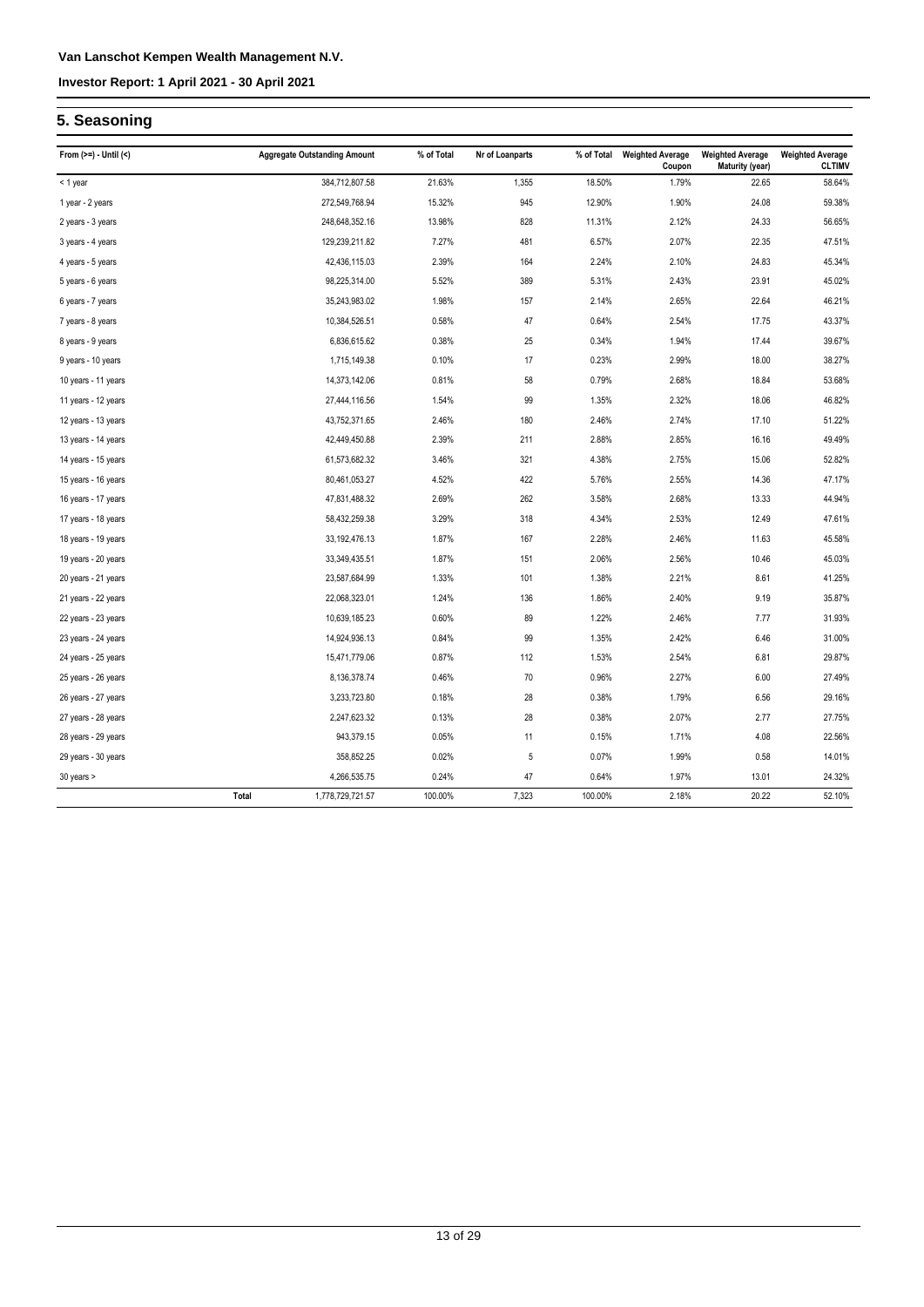## 5. Seasoning

| From (>=) - Until (<) | Aggregate Outstanding Amount | % of Total | Nr of Loanparts | % of Total | Weighted Average Coupon | Weighted Average Maturity (year) | Weighted Average CLTIMV |
|---|---|---|---|---|---|---|---|
| < 1 year | 384,712,807.58 | 21.63% | 1,355 | 18.50% | 1.79% | 22.65 | 58.64% |
| 1 year - 2 years | 272,549,768.94 | 15.32% | 945 | 12.90% | 1.90% | 24.08 | 59.38% |
| 2 years - 3 years | 248,648,352.16 | 13.98% | 828 | 11.31% | 2.12% | 24.33 | 56.65% |
| 3 years - 4 years | 129,239,211.82 | 7.27% | 481 | 6.57% | 2.07% | 22.35 | 47.51% |
| 4 years - 5 years | 42,436,115.03 | 2.39% | 164 | 2.24% | 2.10% | 24.83 | 45.34% |
| 5 years - 6 years | 98,225,314.00 | 5.52% | 389 | 5.31% | 2.43% | 23.91 | 45.02% |
| 6 years - 7 years | 35,243,983.02 | 1.98% | 157 | 2.14% | 2.65% | 22.64 | 46.21% |
| 7 years - 8 years | 10,384,526.51 | 0.58% | 47 | 0.64% | 2.54% | 17.75 | 43.37% |
| 8 years - 9 years | 6,836,615.62 | 0.38% | 25 | 0.34% | 1.94% | 17.44 | 39.67% |
| 9 years - 10 years | 1,715,149.38 | 0.10% | 17 | 0.23% | 2.99% | 18.00 | 38.27% |
| 10 years - 11 years | 14,373,142.06 | 0.81% | 58 | 0.79% | 2.68% | 18.84 | 53.68% |
| 11 years - 12 years | 27,444,116.56 | 1.54% | 99 | 1.35% | 2.32% | 18.06 | 46.82% |
| 12 years - 13 years | 43,752,371.65 | 2.46% | 180 | 2.46% | 2.74% | 17.10 | 51.22% |
| 13 years - 14 years | 42,449,450.88 | 2.39% | 211 | 2.88% | 2.85% | 16.16 | 49.49% |
| 14 years - 15 years | 61,573,682.32 | 3.46% | 321 | 4.38% | 2.75% | 15.06 | 52.82% |
| 15 years - 16 years | 80,461,053.27 | 4.52% | 422 | 5.76% | 2.55% | 14.36 | 47.17% |
| 16 years - 17 years | 47,831,488.32 | 2.69% | 262 | 3.58% | 2.68% | 13.33 | 44.94% |
| 17 years - 18 years | 58,432,259.38 | 3.29% | 318 | 4.34% | 2.53% | 12.49 | 47.61% |
| 18 years - 19 years | 33,192,476.13 | 1.87% | 167 | 2.28% | 2.46% | 11.63 | 45.58% |
| 19 years - 20 years | 33,349,435.51 | 1.87% | 151 | 2.06% | 2.56% | 10.46 | 45.03% |
| 20 years - 21 years | 23,587,684.99 | 1.33% | 101 | 1.38% | 2.21% | 8.61 | 41.25% |
| 21 years - 22 years | 22,068,323.01 | 1.24% | 136 | 1.86% | 2.40% | 9.19 | 35.87% |
| 22 years - 23 years | 10,639,185.23 | 0.60% | 89 | 1.22% | 2.46% | 7.77 | 31.93% |
| 23 years - 24 years | 14,924,936.13 | 0.84% | 99 | 1.35% | 2.42% | 6.46 | 31.00% |
| 24 years - 25 years | 15,471,779.06 | 0.87% | 112 | 1.53% | 2.54% | 6.81 | 29.87% |
| 25 years - 26 years | 8,136,378.74 | 0.46% | 70 | 0.96% | 2.27% | 6.00 | 27.49% |
| 26 years - 27 years | 3,233,723.80 | 0.18% | 28 | 0.38% | 1.79% | 6.56 | 29.16% |
| 27 years - 28 years | 2,247,623.32 | 0.13% | 28 | 0.38% | 2.07% | 2.77 | 27.75% |
| 28 years - 29 years | 943,379.15 | 0.05% | 11 | 0.15% | 1.71% | 4.08 | 22.56% |
| 29 years - 30 years | 358,852.25 | 0.02% | 5 | 0.07% | 1.99% | 0.58 | 14.01% |
| 30 years > | 4,266,535.75 | 0.24% | 47 | 0.64% | 1.97% | 13.01 | 24.32% |
| Total | 1,778,729,721.57 | 100.00% | 7,323 | 100.00% | 2.18% | 20.22 | 52.10% |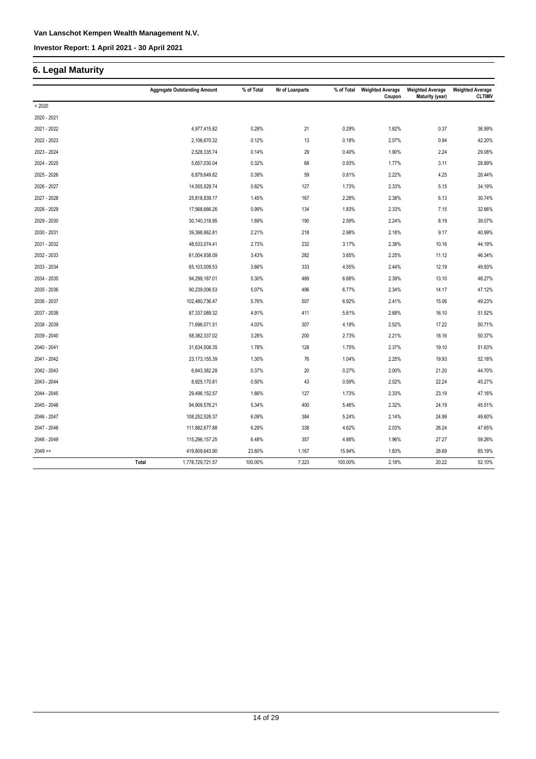Van Lanschot Kempen Wealth Management N.V.

Investor Report: 1 April 2021 - 30 April 2021

## 6. Legal Maturity

| | Aggregate Outstanding Amount | % of Total | Nr of Loanparts | % of Total | Weighted Average Coupon | Weighted Average Maturity (year) | Weighted Average CLTIMV |
|---|---|---|---|---|---|---|---|
| < 2020 | | | | | | | |
| 2020 - 2021 | | | | | | | |
| 2021 - 2022 | 4,977,415.82 | 0.28% | 21 | 0.29% | 1.82% | 0.37 | 36.99% |
| 2022 - 2023 | 2,106,670.32 | 0.12% | 13 | 0.18% | 2.07% | 0.94 | 42.20% |
| 2023 - 2024 | 2,528,335.74 | 0.14% | 29 | 0.40% | 1.90% | 2.24 | 29.08% |
| 2024 - 2025 | 5,657,030.04 | 0.32% | 68 | 0.93% | 1.77% | 3.11 | 28.89% |
| 2025 - 2026 | 6,879,649.82 | 0.39% | 59 | 0.81% | 2.22% | 4.25 | 28.44% |
| 2026 - 2027 | 14,555,529.74 | 0.82% | 127 | 1.73% | 2.33% | 5.15 | 34.19% |
| 2027 - 2028 | 25,818,839.17 | 1.45% | 167 | 2.28% | 2.38% | 6.13 | 30.74% |
| 2028 - 2029 | 17,568,666.26 | 0.99% | 134 | 1.83% | 2.33% | 7.15 | 32.66% |
| 2029 - 2030 | 30,140,318.95 | 1.69% | 190 | 2.59% | 2.24% | 8.19 | 39.07% |
| 2030 - 2031 | 39,398,862.81 | 2.21% | 218 | 2.98% | 2.18% | 9.17 | 40.99% |
| 2031 - 2032 | 48,533,074.41 | 2.73% | 232 | 3.17% | 2.38% | 10.16 | 44.19% |
| 2032 - 2033 | 61,004,938.09 | 3.43% | 282 | 3.85% | 2.25% | 11.12 | 46.34% |
| 2033 - 2034 | 65,103,009.53 | 3.66% | 333 | 4.55% | 2.44% | 12.19 | 49.93% |
| 2034 - 2035 | 94,299,187.01 | 5.30% | 489 | 6.68% | 2.39% | 13.10 | 48.27% |
| 2035 - 2036 | 90,239,006.53 | 5.07% | 496 | 6.77% | 2.34% | 14.17 | 47.12% |
| 2036 - 2037 | 102,480,736.47 | 5.76% | 507 | 6.92% | 2.41% | 15.06 | 49.23% |
| 2037 - 2038 | 87,337,089.32 | 4.91% | 411 | 5.61% | 2.68% | 16.10 | 51.52% |
| 2038 - 2039 | 71,696,071.51 | 4.03% | 307 | 4.19% | 2.52% | 17.22 | 50.71% |
| 2039 - 2040 | 58,382,337.02 | 3.28% | 200 | 2.73% | 2.21% | 18.16 | 50.37% |
| 2040 - 2041 | 31,634,508.35 | 1.78% | 128 | 1.75% | 2.37% | 19.10 | 51.63% |
| 2041 - 2042 | 23,173,155.39 | 1.30% | 76 | 1.04% | 2.25% | 19.93 | 52.18% |
| 2042 - 2043 | 6,643,382.28 | 0.37% | 20 | 0.27% | 2.00% | 21.20 | 44.70% |
| 2043 - 2044 | 8,925,170.81 | 0.50% | 43 | 0.59% | 2.02% | 22.24 | 45.27% |
| 2044 - 2045 | 29,496,152.57 | 1.66% | 127 | 1.73% | 2.33% | 23.19 | 47.16% |
| 2045 - 2046 | 94,909,576.21 | 5.34% | 400 | 5.46% | 2.32% | 24.19 | 45.51% |
| 2046 - 2047 | 108,252,528.37 | 6.09% | 384 | 5.24% | 2.14% | 24.99 | 49.60% |
| 2047 - 2048 | 111,882,677.88 | 6.29% | 338 | 4.62% | 2.03% | 26.24 | 47.65% |
| 2048 - 2049 | 115,296,157.25 | 6.48% | 357 | 4.88% | 1.96% | 27.27 | 59.26% |
| 2049 >= | 419,809,643.90 | 23.60% | 1,167 | 15.94% | 1.83% | 28.69 | 65.19% |
| Total | 1,778,729,721.57 | 100.00% | 7,323 | 100.00% | 2.18% | 20.22 | 52.10% |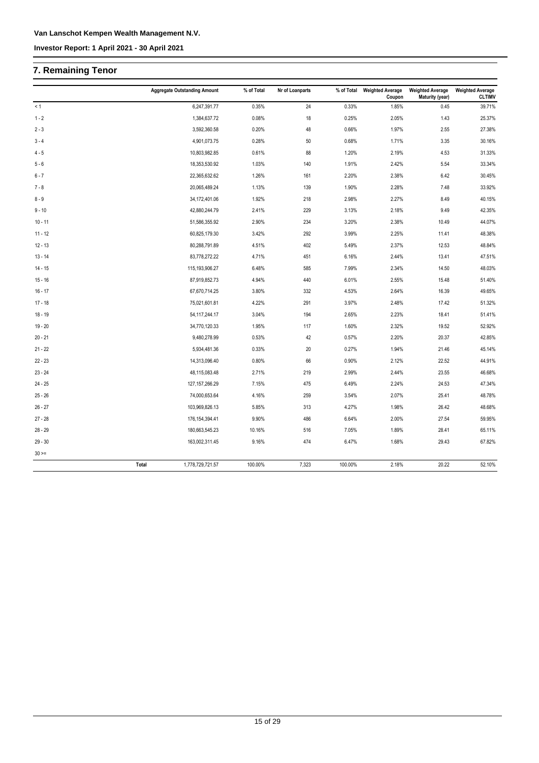Van Lanschot Kempen Wealth Management N.V.

Investor Report: 1 April 2021 - 30 April 2021

## 7. Remaining Tenor

| | Aggregate Outstanding Amount | % of Total | Nr of Loanparts | % of Total | Weighted Average Coupon | Weighted Average Maturity (year) | Weighted Average CLTIMV |
|---|---|---|---|---|---|---|---|
| < 1 | 6,247,391.77 | 0.35% | 24 | 0.33% | 1.85% | 0.45 | 39.71% |
| 1 - 2 | 1,384,637.72 | 0.08% | 18 | 0.25% | 2.05% | 1.43 | 25.37% |
| 2 - 3 | 3,592,360.58 | 0.20% | 48 | 0.66% | 1.97% | 2.55 | 27.38% |
| 3 - 4 | 4,901,073.75 | 0.28% | 50 | 0.68% | 1.71% | 3.35 | 30.16% |
| 4 - 5 | 10,803,982.85 | 0.61% | 88 | 1.20% | 2.19% | 4.53 | 31.33% |
| 5 - 6 | 18,353,530.92 | 1.03% | 140 | 1.91% | 2.42% | 5.54 | 33.34% |
| 6 - 7 | 22,365,632.62 | 1.26% | 161 | 2.20% | 2.38% | 6.42 | 30.45% |
| 7 - 8 | 20,065,489.24 | 1.13% | 139 | 1.90% | 2.28% | 7.48 | 33.92% |
| 8 - 9 | 34,172,401.06 | 1.92% | 218 | 2.98% | 2.27% | 8.49 | 40.15% |
| 9 - 10 | 42,880,244.79 | 2.41% | 229 | 3.13% | 2.18% | 9.49 | 42.35% |
| 10 - 11 | 51,586,355.92 | 2.90% | 234 | 3.20% | 2.38% | 10.49 | 44.07% |
| 11 - 12 | 60,825,179.30 | 3.42% | 292 | 3.99% | 2.25% | 11.41 | 48.38% |
| 12 - 13 | 80,288,791.89 | 4.51% | 402 | 5.49% | 2.37% | 12.53 | 48.84% |
| 13 - 14 | 83,778,272.22 | 4.71% | 451 | 6.16% | 2.44% | 13.41 | 47.51% |
| 14 - 15 | 115,193,906.27 | 6.48% | 585 | 7.99% | 2.34% | 14.50 | 48.03% |
| 15 - 16 | 87,919,852.73 | 4.94% | 440 | 6.01% | 2.55% | 15.48 | 51.40% |
| 16 - 17 | 67,670,714.25 | 3.80% | 332 | 4.53% | 2.64% | 16.39 | 49.65% |
| 17 - 18 | 75,021,601.81 | 4.22% | 291 | 3.97% | 2.48% | 17.42 | 51.32% |
| 18 - 19 | 54,117,244.17 | 3.04% | 194 | 2.65% | 2.23% | 18.41 | 51.41% |
| 19 - 20 | 34,770,120.33 | 1.95% | 117 | 1.60% | 2.32% | 19.52 | 52.92% |
| 20 - 21 | 9,480,278.99 | 0.53% | 42 | 0.57% | 2.20% | 20.37 | 42.85% |
| 21 - 22 | 5,934,481.36 | 0.33% | 20 | 0.27% | 1.94% | 21.46 | 45.14% |
| 22 - 23 | 14,313,096.40 | 0.80% | 66 | 0.90% | 2.12% | 22.52 | 44.91% |
| 23 - 24 | 48,115,083.48 | 2.71% | 219 | 2.99% | 2.44% | 23.55 | 46.68% |
| 24 - 25 | 127,157,266.29 | 7.15% | 475 | 6.49% | 2.24% | 24.53 | 47.34% |
| 25 - 26 | 74,000,653.64 | 4.16% | 259 | 3.54% | 2.07% | 25.41 | 48.78% |
| 26 - 27 | 103,969,826.13 | 5.85% | 313 | 4.27% | 1.98% | 26.42 | 48.68% |
| 27 - 28 | 176,154,394.41 | 9.90% | 486 | 6.64% | 2.00% | 27.54 | 59.95% |
| 28 - 29 | 180,663,545.23 | 10.16% | 516 | 7.05% | 1.89% | 28.41 | 65.11% |
| 29 - 30 | 163,002,311.45 | 9.16% | 474 | 6.47% | 1.68% | 29.43 | 67.82% |
| 30 >= | | | | | | | |
| Total | 1,778,729,721.57 | 100.00% | 7,323 | 100.00% | 2.18% | 20.22 | 52.10% |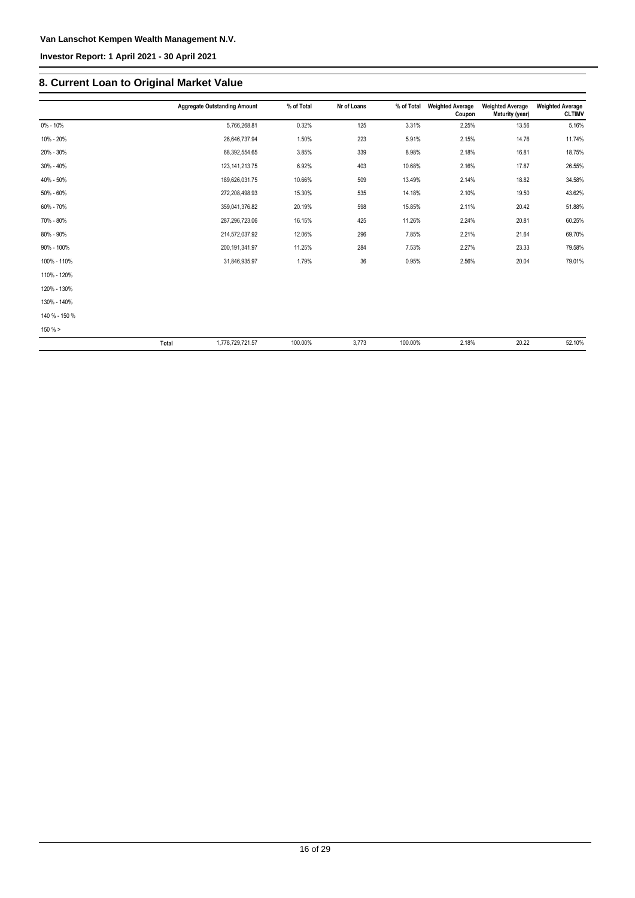## 8. Current Loan to Original Market Value

| | Aggregate Outstanding Amount | % of Total | Nr of Loans | % of Total | Weighted Average Coupon | Weighted Average Maturity (year) | Weighted Average CLTIMV |
|---|---|---|---|---|---|---|---|
| 0% - 10% | 5,766,268.81 | 0.32% | 125 | 3.31% | 2.25% | 13.56 | 5.16% |
| 10% - 20% | 26,646,737.94 | 1.50% | 223 | 5.91% | 2.15% | 14.76 | 11.74% |
| 20% - 30% | 68,392,554.65 | 3.85% | 339 | 8.98% | 2.18% | 16.81 | 18.75% |
| 30% - 40% | 123,141,213.75 | 6.92% | 403 | 10.68% | 2.16% | 17.87 | 26.55% |
| 40% - 50% | 189,626,031.75 | 10.66% | 509 | 13.49% | 2.14% | 18.82 | 34.58% |
| 50% - 60% | 272,208,498.93 | 15.30% | 535 | 14.18% | 2.10% | 19.50 | 43.62% |
| 60% - 70% | 359,041,376.82 | 20.19% | 598 | 15.85% | 2.11% | 20.42 | 51.88% |
| 70% - 80% | 287,296,723.06 | 16.15% | 425 | 11.26% | 2.24% | 20.81 | 60.25% |
| 80% - 90% | 214,572,037.92 | 12.06% | 296 | 7.85% | 2.21% | 21.64 | 69.70% |
| 90% - 100% | 200,191,341.97 | 11.25% | 284 | 7.53% | 2.27% | 23.33 | 79.58% |
| 100% - 110% | 31,846,935.97 | 1.79% | 36 | 0.95% | 2.56% | 20.04 | 79.01% |
| 110% - 120% | | | | | | | |
| 120% - 130% | | | | | | | |
| 130% - 140% | | | | | | | |
| 140 % - 150 % | | | | | | | |
| 150 % > | | | | | | | |
| Total | 1,778,729,721.57 | 100.00% | 3,773 | 100.00% | 2.18% | 20.22 | 52.10% |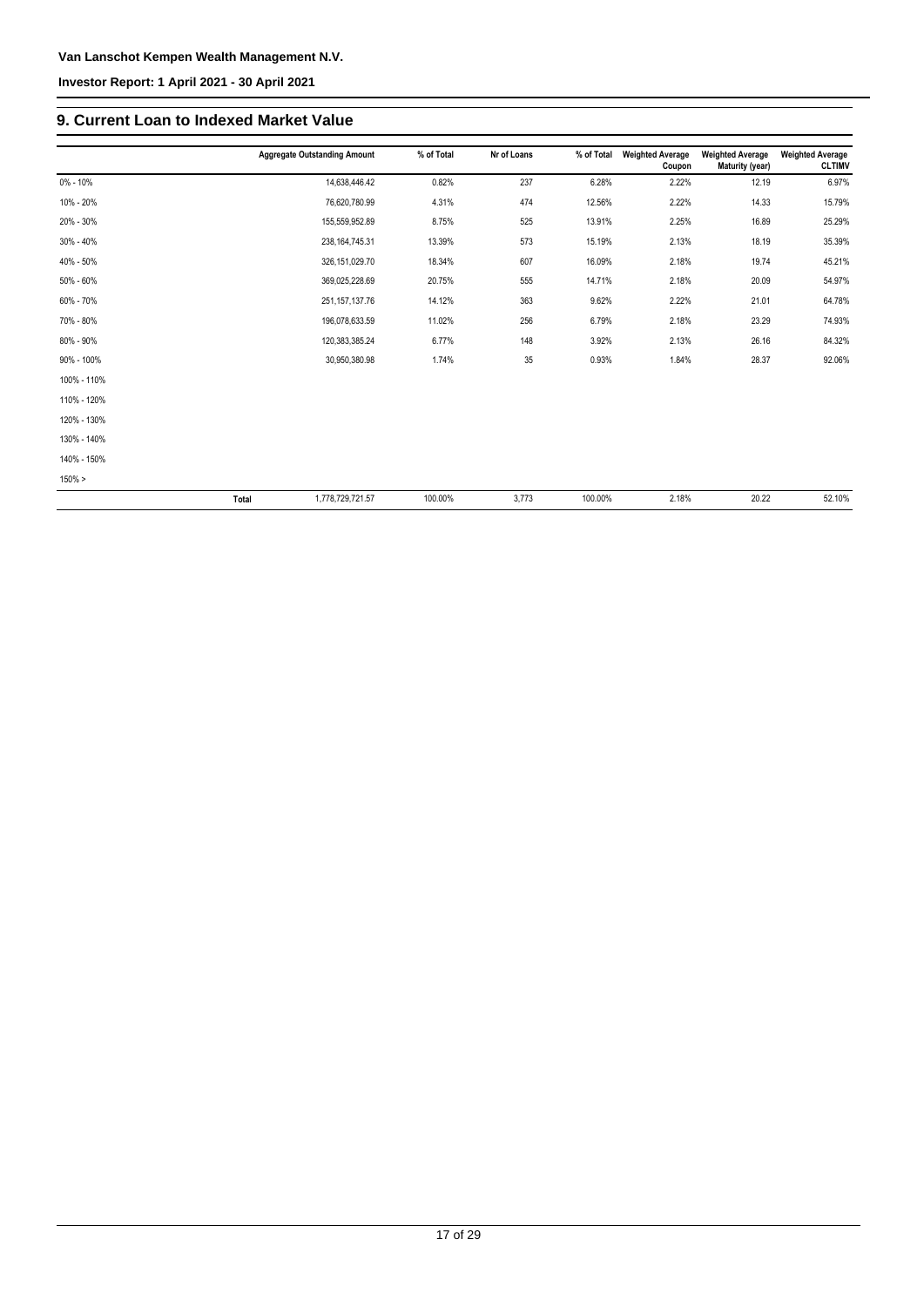## 9. Current Loan to Indexed Market Value

| | Aggregate Outstanding Amount | % of Total | Nr of Loans | % of Total | Weighted Average Coupon | Weighted Average Maturity (year) | Weighted Average CLTIMV |
|---|---|---|---|---|---|---|---|
| 0% - 10% | 14,638,446.42 | 0.82% | 237 | 6.28% | 2.22% | 12.19 | 6.97% |
| 10% - 20% | 76,620,780.99 | 4.31% | 474 | 12.56% | 2.22% | 14.33 | 15.79% |
| 20% - 30% | 155,559,952.89 | 8.75% | 525 | 13.91% | 2.25% | 16.89 | 25.29% |
| 30% - 40% | 238,164,745.31 | 13.39% | 573 | 15.19% | 2.13% | 18.19 | 35.39% |
| 40% - 50% | 326,151,029.70 | 18.34% | 607 | 16.09% | 2.18% | 19.74 | 45.21% |
| 50% - 60% | 369,025,228.69 | 20.75% | 555 | 14.71% | 2.18% | 20.09 | 54.97% |
| 60% - 70% | 251,157,137.76 | 14.12% | 363 | 9.62% | 2.22% | 21.01 | 64.78% |
| 70% - 80% | 196,078,633.59 | 11.02% | 256 | 6.79% | 2.18% | 23.29 | 74.93% |
| 80% - 90% | 120,383,385.24 | 6.77% | 148 | 3.92% | 2.13% | 26.16 | 84.32% |
| 90% - 100% | 30,950,380.98 | 1.74% | 35 | 0.93% | 1.84% | 28.37 | 92.06% |
| 100% - 110% | | | | | | | |
| 110% - 120% | | | | | | | |
| 120% - 130% | | | | | | | |
| 130% - 140% | | | | | | | |
| 140% - 150% | | | | | | | |
| 150% > | | | | | | | |
| Total | 1,778,729,721.57 | 100.00% | 3,773 | 100.00% | 2.18% | 20.22 | 52.10% |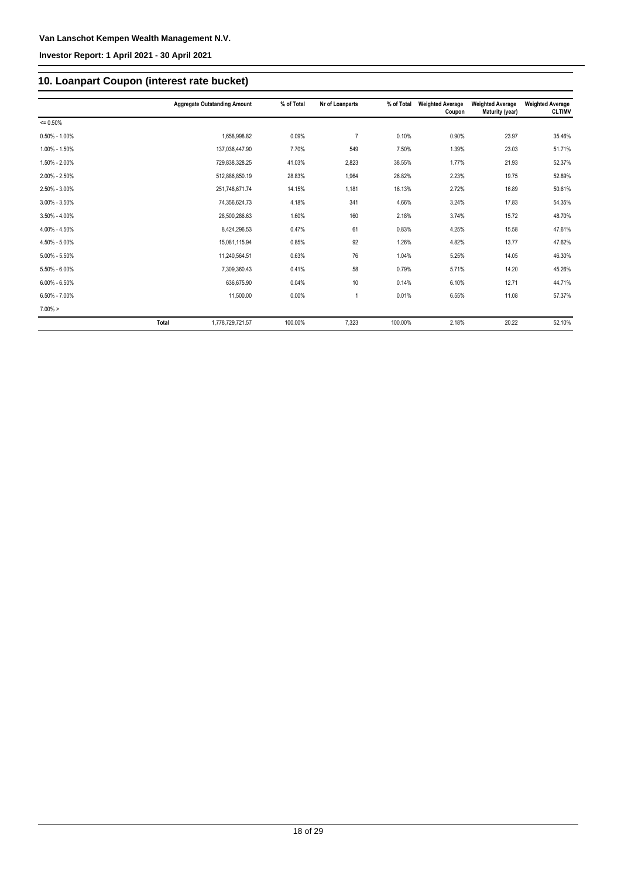## 10. Loanpart Coupon (interest rate bucket)

| | Aggregate Outstanding Amount | % of Total | Nr of Loanparts | % of Total | Weighted Average Coupon | Weighted Average Maturity (year) | Weighted Average CLTIMV |
|---|---|---|---|---|---|---|---|
| <= 0.50% | | | | | | | |
| 0.50% - 1.00% | 1,658,998.82 | 0.09% | 7 | 0.10% | 0.90% | 23.97 | 35.46% |
| 1.00% - 1.50% | 137,036,447.90 | 7.70% | 549 | 7.50% | 1.39% | 23.03 | 51.71% |
| 1.50% - 2.00% | 729,838,328.25 | 41.03% | 2,823 | 38.55% | 1.77% | 21.93 | 52.37% |
| 2.00% - 2.50% | 512,886,850.19 | 28.83% | 1,964 | 26.82% | 2.23% | 19.75 | 52.89% |
| 2.50% - 3.00% | 251,748,671.74 | 14.15% | 1,181 | 16.13% | 2.72% | 16.89 | 50.61% |
| 3.00% - 3.50% | 74,356,624.73 | 4.18% | 341 | 4.66% | 3.24% | 17.83 | 54.35% |
| 3.50% - 4.00% | 28,500,286.63 | 1.60% | 160 | 2.18% | 3.74% | 15.72 | 48.70% |
| 4.00% - 4.50% | 8,424,296.53 | 0.47% | 61 | 0.83% | 4.25% | 15.58 | 47.61% |
| 4.50% - 5.00% | 15,081,115.94 | 0.85% | 92 | 1.26% | 4.82% | 13.77 | 47.62% |
| 5.00% - 5.50% | 11,240,564.51 | 0.63% | 76 | 1.04% | 5.25% | 14.05 | 46.30% |
| 5.50% - 6.00% | 7,309,360.43 | 0.41% | 58 | 0.79% | 5.71% | 14.20 | 45.26% |
| 6.00% - 6.50% | 636,675.90 | 0.04% | 10 | 0.14% | 6.10% | 12.71 | 44.71% |
| 6.50% - 7.00% | 11,500.00 | 0.00% | 1 | 0.01% | 6.55% | 11.08 | 57.37% |
| 7.00% > | | | | | | | |
| Total | 1,778,729,721.57 | 100.00% | 7,323 | 100.00% | 2.18% | 20.22 | 52.10% |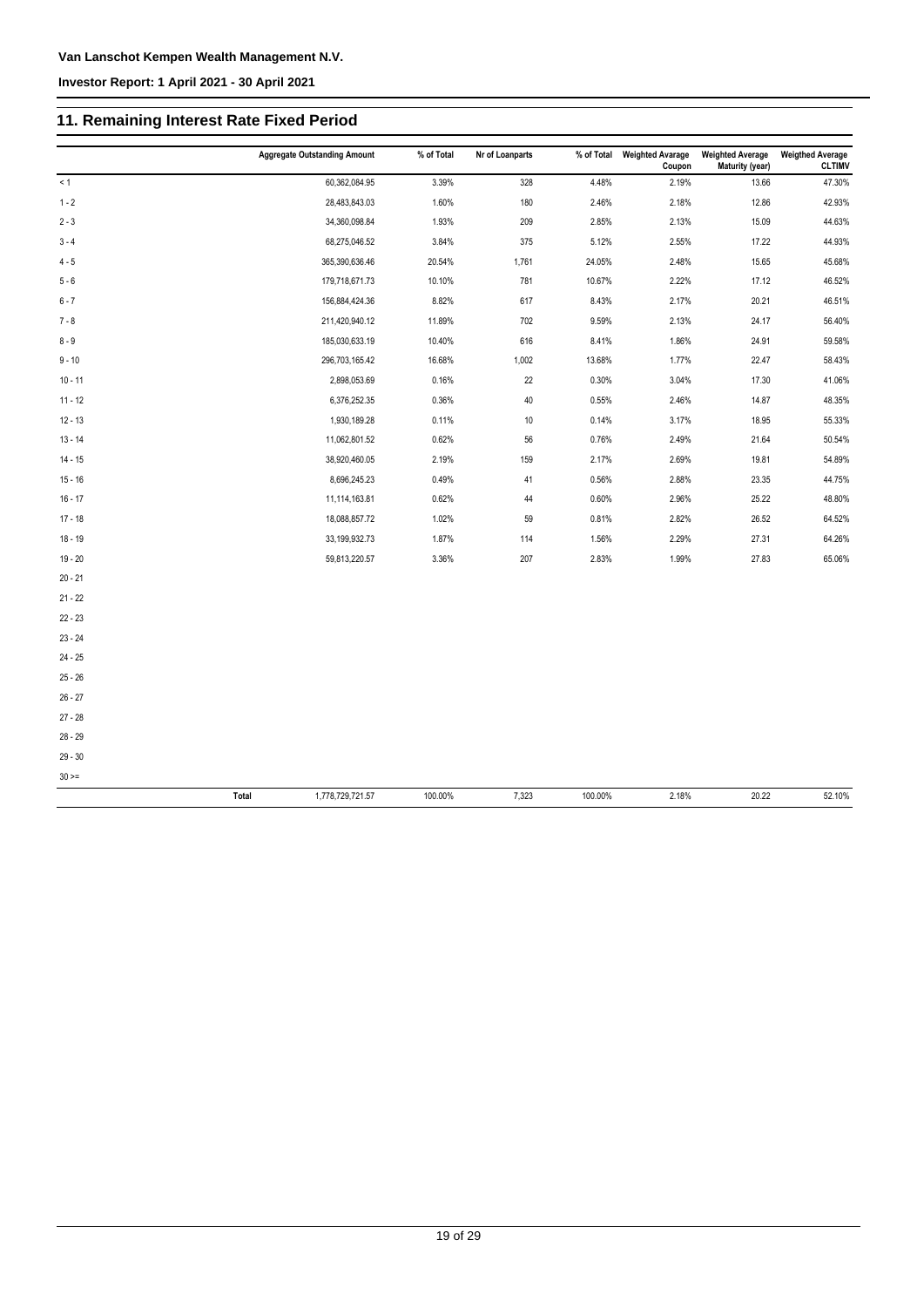Van Lanschot Kempen Wealth Management N.V.

Investor Report: 1 April 2021 - 30 April 2021

## 11. Remaining Interest Rate Fixed Period

| | Aggregate Outstanding Amount | % of Total | Nr of Loanparts | % of Total | Weighted Avarage Coupon | Weighted Average Maturity (year) | Weigthed Average CLTIMV |
|---|---|---|---|---|---|---|---|
| < 1 | 60,362,084.95 | 3.39% | 328 | 4.48% | 2.19% | 13.66 | 47.30% |
| 1 - 2 | 28,483,843.03 | 1.60% | 180 | 2.46% | 2.18% | 12.86 | 42.93% |
| 2 - 3 | 34,360,098.84 | 1.93% | 209 | 2.85% | 2.13% | 15.09 | 44.63% |
| 3 - 4 | 68,275,046.52 | 3.84% | 375 | 5.12% | 2.55% | 17.22 | 44.93% |
| 4 - 5 | 365,390,636.46 | 20.54% | 1,761 | 24.05% | 2.48% | 15.65 | 45.68% |
| 5 - 6 | 179,718,671.73 | 10.10% | 781 | 10.67% | 2.22% | 17.12 | 46.52% |
| 6 - 7 | 156,884,424.36 | 8.82% | 617 | 8.43% | 2.17% | 20.21 | 46.51% |
| 7 - 8 | 211,420,940.12 | 11.89% | 702 | 9.59% | 2.13% | 24.17 | 56.40% |
| 8 - 9 | 185,030,633.19 | 10.40% | 616 | 8.41% | 1.86% | 24.91 | 59.58% |
| 9 - 10 | 296,703,165.42 | 16.68% | 1,002 | 13.68% | 1.77% | 22.47 | 58.43% |
| 10 - 11 | 2,898,053.69 | 0.16% | 22 | 0.30% | 3.04% | 17.30 | 41.06% |
| 11 - 12 | 6,376,252.35 | 0.36% | 40 | 0.55% | 2.46% | 14.87 | 48.35% |
| 12 - 13 | 1,930,189.28 | 0.11% | 10 | 0.14% | 3.17% | 18.95 | 55.33% |
| 13 - 14 | 11,062,801.52 | 0.62% | 56 | 0.76% | 2.49% | 21.64 | 50.54% |
| 14 - 15 | 38,920,460.05 | 2.19% | 159 | 2.17% | 2.69% | 19.81 | 54.89% |
| 15 - 16 | 8,696,245.23 | 0.49% | 41 | 0.56% | 2.88% | 23.35 | 44.75% |
| 16 - 17 | 11,114,163.81 | 0.62% | 44 | 0.60% | 2.96% | 25.22 | 48.80% |
| 17 - 18 | 18,088,857.72 | 1.02% | 59 | 0.81% | 2.82% | 26.52 | 64.52% |
| 18 - 19 | 33,199,932.73 | 1.87% | 114 | 1.56% | 2.29% | 27.31 | 64.26% |
| 19 - 20 | 59,813,220.57 | 3.36% | 207 | 2.83% | 1.99% | 27.83 | 65.06% |
| 20 - 21 | | | | | | | |
| 21 - 22 | | | | | | | |
| 22 - 23 | | | | | | | |
| 23 - 24 | | | | | | | |
| 24 - 25 | | | | | | | |
| 25 - 26 | | | | | | | |
| 26 - 27 | | | | | | | |
| 27 - 28 | | | | | | | |
| 28 - 29 | | | | | | | |
| 29 - 30 | | | | | | | |
| 30 >= | | | | | | | |
| Total | 1,778,729,721.57 | 100.00% | 7,323 | 100.00% | 2.18% | 20.22 | 52.10% |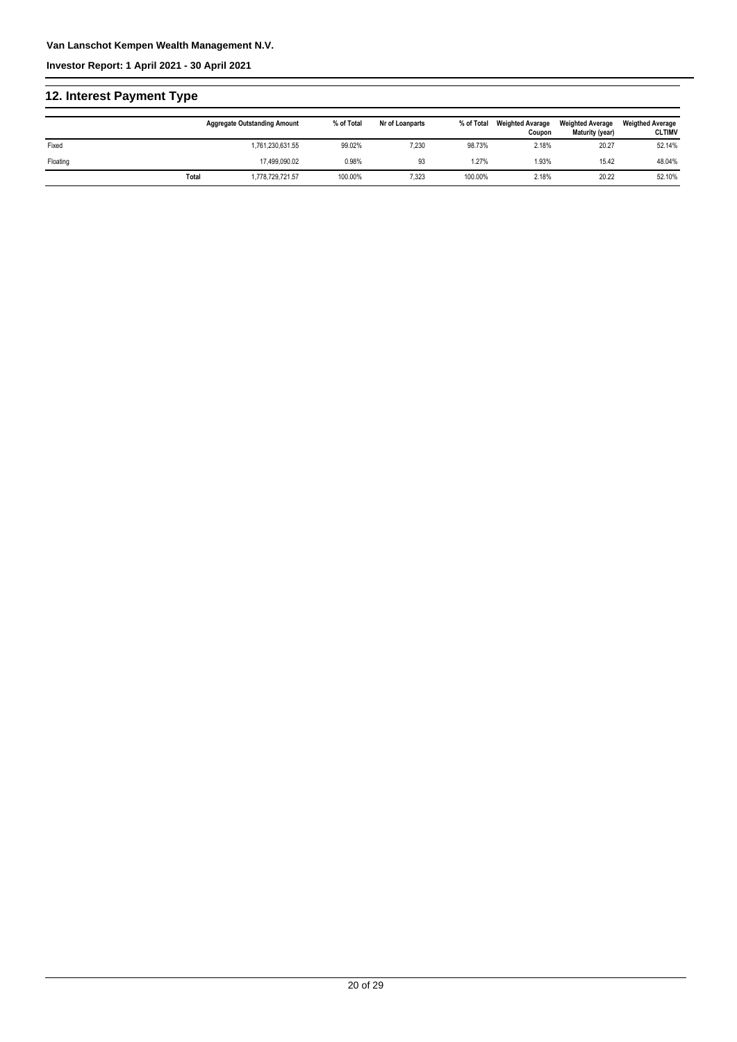## 12. Interest Payment Type

| | Aggregate Outstanding Amount | % of Total | Nr of Loanparts | % of Total | Weighted Avarage Coupon | Weighted Average Maturity (year) | Weigthed Average CLTIMV |
|---|---|---|---|---|---|---|---|
| Fixed | 1,761,230,631.55 | 99.02% | 7,230 | 98.73% | 2.18% | 20.27 | 52.14% |
| Floating | 17,499,090.02 | 0.98% | 93 | 1.27% | 1.93% | 15.42 | 48.04% |
| Total | 1,778,729,721.57 | 100.00% | 7,323 | 100.00% | 2.18% | 20.22 | 52.10% |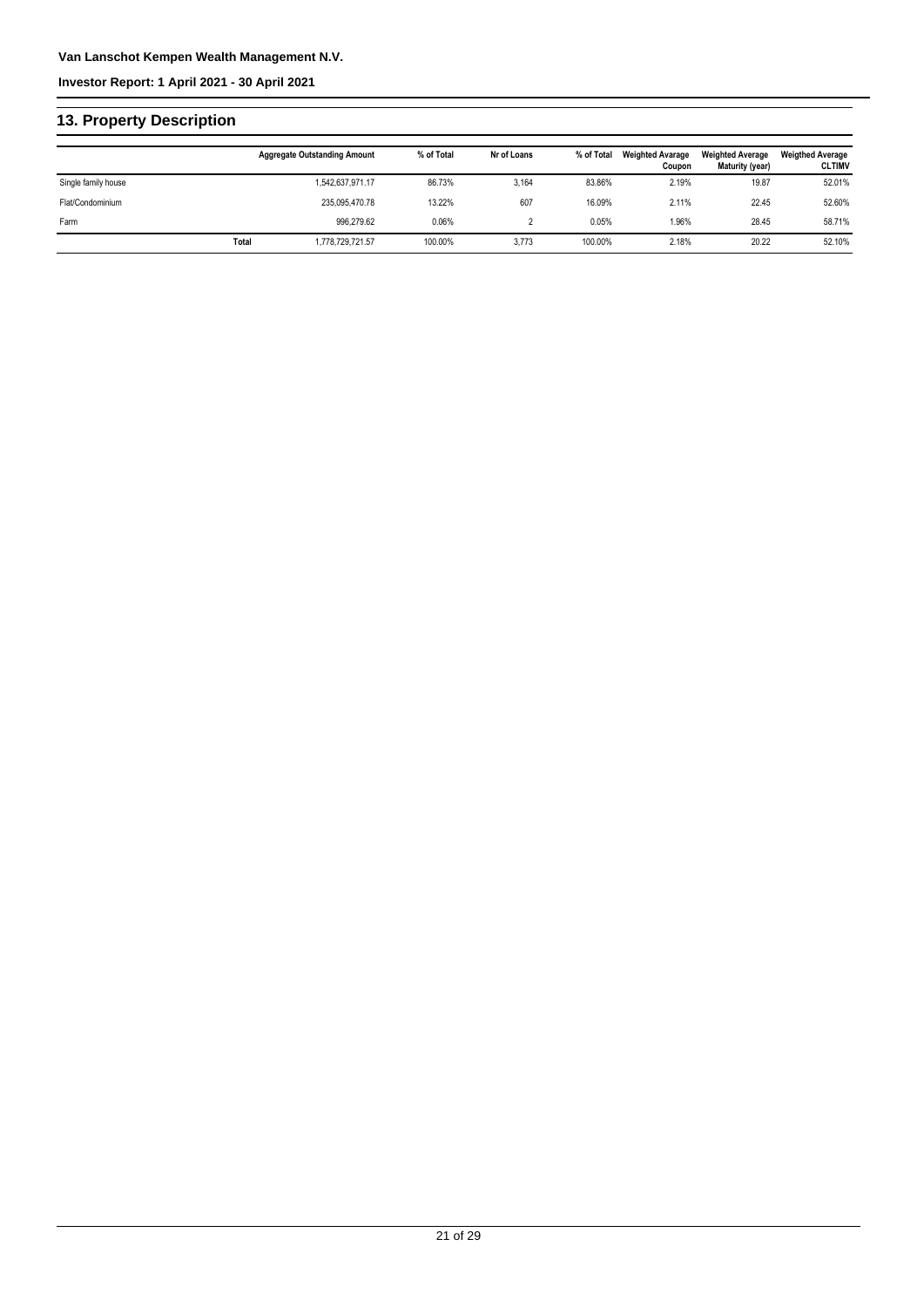## 13. Property Description

| | | Aggregate Outstanding Amount | % of Total | Nr of Loans | % of Total | Weighted Avarage Coupon | Weighted Average Maturity (year) | Weigthed Average CLTIMV |
|---|---|---|---|---|---|---|---|---|
| Single family house | | 1,542,637,971.17 | 86.73% | 3,164 | 83.86% | 2.19% | 19.87 | 52.01% |
| Flat/Condominium | | 235,095,470.78 | 13.22% | 607 | 16.09% | 2.11% | 22.45 | 52.60% |
| Farm | | 996,279.62 | 0.06% | 2 | 0.05% | 1.96% | 28.45 | 58.71% |
| | Total | 1,778,729,721.57 | 100.00% | 3,773 | 100.00% | 2.18% | 20.22 | 52.10% |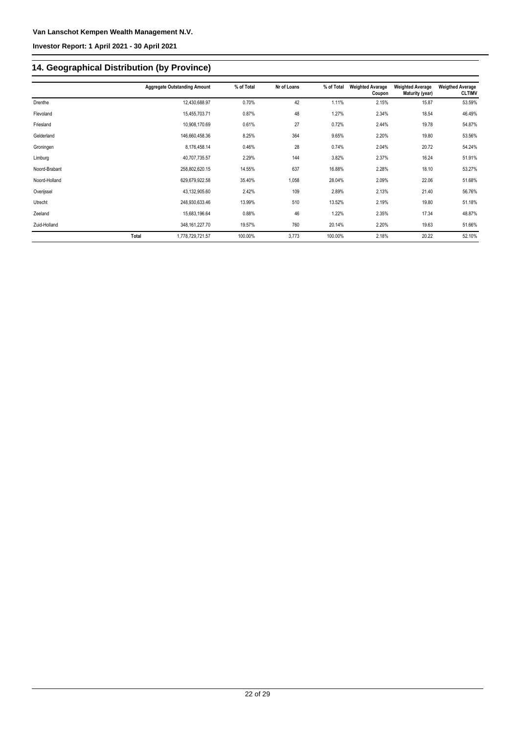## 14. Geographical Distribution (by Province)

| | Aggregate Outstanding Amount | % of Total | Nr of Loans | % of Total | Weighted Avarage Coupon | Weighted Average Maturity (year) | Weigthed Average CLTIMV |
|---|---|---|---|---|---|---|---|
| Drenthe | 12,430,688.97 | 0.70% | 42 | 1.11% | 2.15% | 15.87 | 53.59% |
| Flevoland | 15,455,703.71 | 0.87% | 48 | 1.27% | 2.34% | 18.54 | 46.49% |
| Friesland | 10,908,170.69 | 0.61% | 27 | 0.72% | 2.44% | 19.78 | 54.87% |
| Gelderland | 146,660,458.36 | 8.25% | 364 | 9.65% | 2.20% | 19.80 | 53.56% |
| Groningen | 8,176,458.14 | 0.46% | 28 | 0.74% | 2.04% | 20.72 | 54.24% |
| Limburg | 40,707,735.57 | 2.29% | 144 | 3.82% | 2.37% | 16.24 | 51.91% |
| Noord-Brabant | 258,802,620.15 | 14.55% | 637 | 16.88% | 2.28% | 18.10 | 53.27% |
| Noord-Holland | 629,679,922.58 | 35.40% | 1,058 | 28.04% | 2.09% | 22.06 | 51.68% |
| Overijssel | 43,132,905.60 | 2.42% | 109 | 2.89% | 2.13% | 21.40 | 56.76% |
| Utrecht | 248,930,633.46 | 13.99% | 510 | 13.52% | 2.19% | 19.80 | 51.18% |
| Zeeland | 15,683,196.64 | 0.88% | 46 | 1.22% | 2.35% | 17.34 | 48.87% |
| Zuid-Holland | 348,161,227.70 | 19.57% | 760 | 20.14% | 2.20% | 19.63 | 51.66% |
| Total | 1,778,729,721.57 | 100.00% | 3,773 | 100.00% | 2.18% | 20.22 | 52.10% |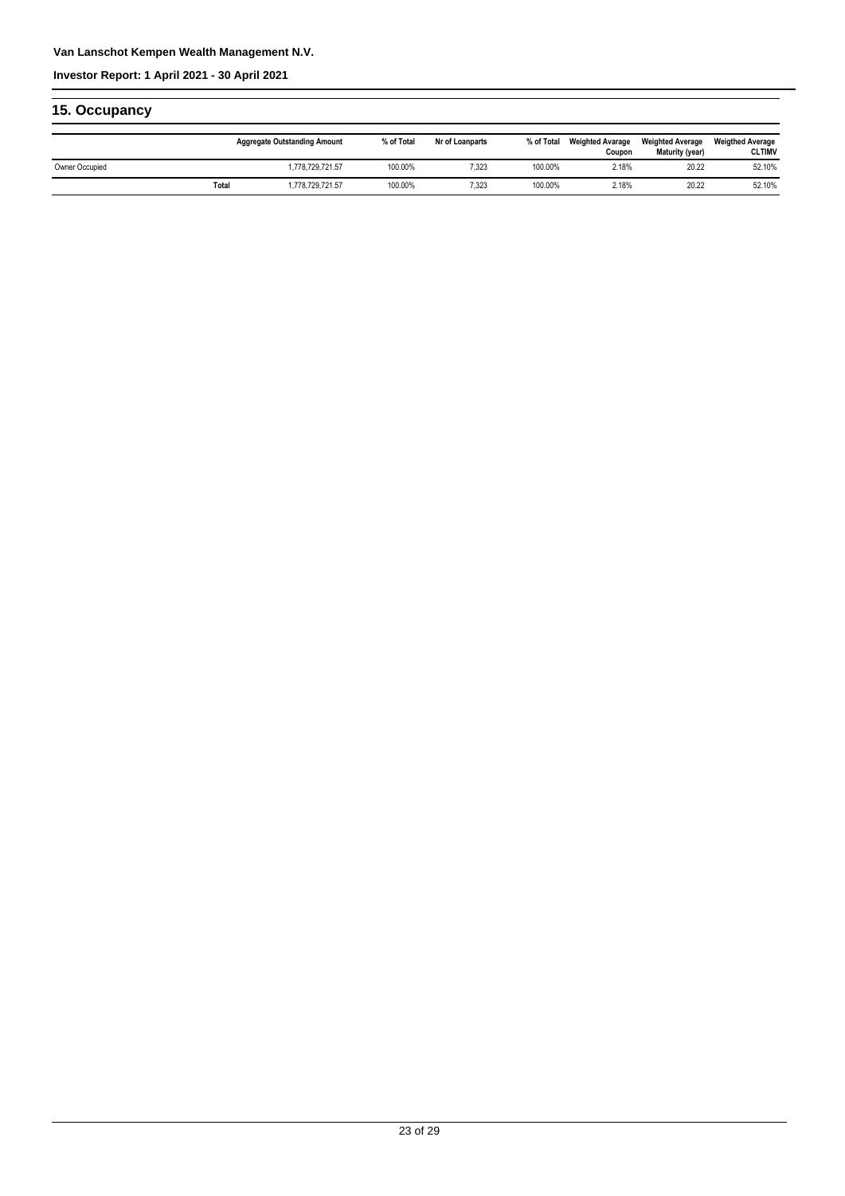## 15. Occupancy

| | Aggregate Outstanding Amount | % of Total | Nr of Loanparts | % of Total | Weighted Avarage Coupon | Weighted Average Maturity (year) | Weigthed Average CLTIMV |
|---|---|---|---|---|---|---|---|
| Owner Occupied | 1,778,729,721.57 | 100.00% | 7,323 | 100.00% | 2.18% | 20.22 | 52.10% |
| **Total** | 1,778,729,721.57 | 100.00% | 7,323 | 100.00% | 2.18% | 20.22 | 52.10% |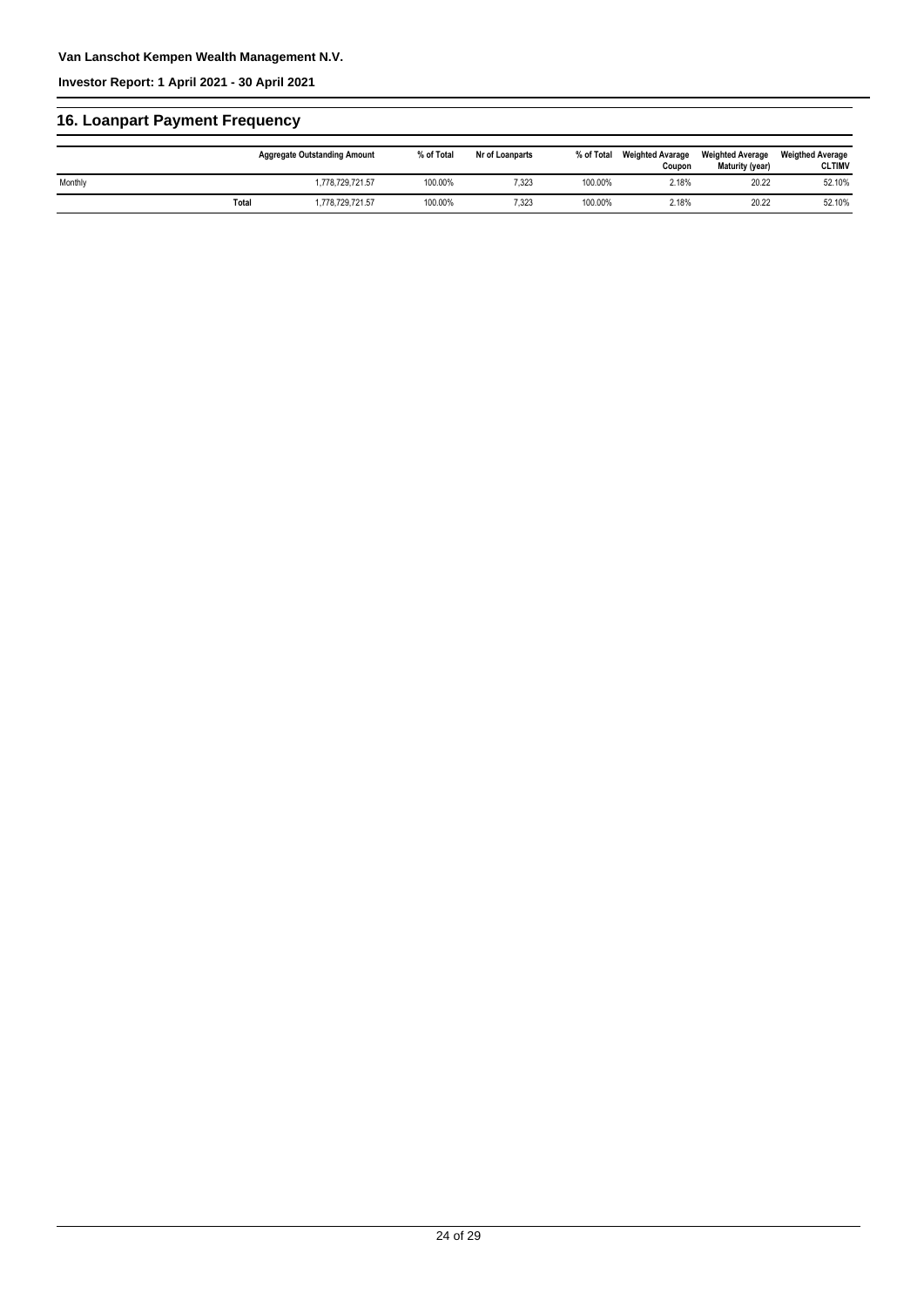## 16. Loanpart Payment Frequency

| | Aggregate Outstanding Amount | % of Total | Nr of Loanparts | % of Total | Weighted Avarage Coupon | Weighted Average Maturity (year) | Weigthed Average CLTIMV |
|---|---|---|---|---|---|---|---|
| Monthly | 1,778,729,721.57 | 100.00% | 7,323 | 100.00% | 2.18% | 20.22 | 52.10% |
| **Total** | 1,778,729,721.57 | 100.00% | 7,323 | 100.00% | 2.18% | 20.22 | 52.10% |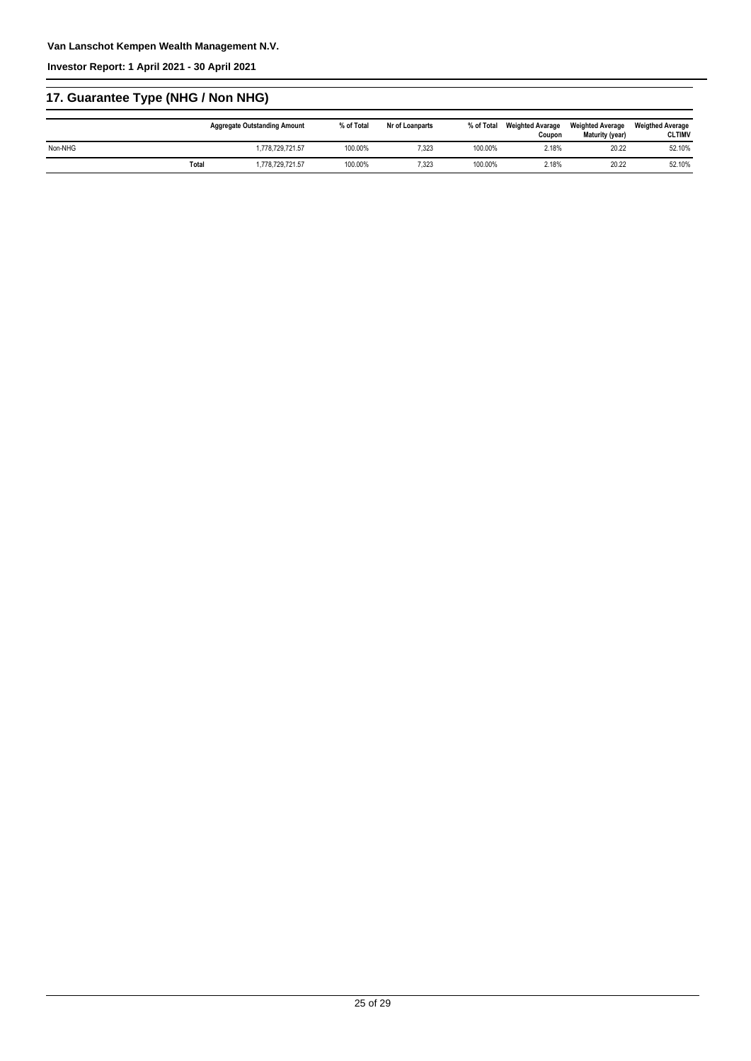## 17. Guarantee Type (NHG / Non NHG)

| | Aggregate Outstanding Amount | % of Total | Nr of Loanparts | % of Total | Weighted Avarage Coupon | Weighted Average Maturity (year) | Weigthed Average CLTIMV |
|---|---|---|---|---|---|---|---|
| Non-NHG | 1,778,729,721.57 | 100.00% | 7,323 | 100.00% | 2.18% | 20.22 | 52.10% |
| **Total** | 1,778,729,721.57 | 100.00% | 7,323 | 100.00% | 2.18% | 20.22 | 52.10% |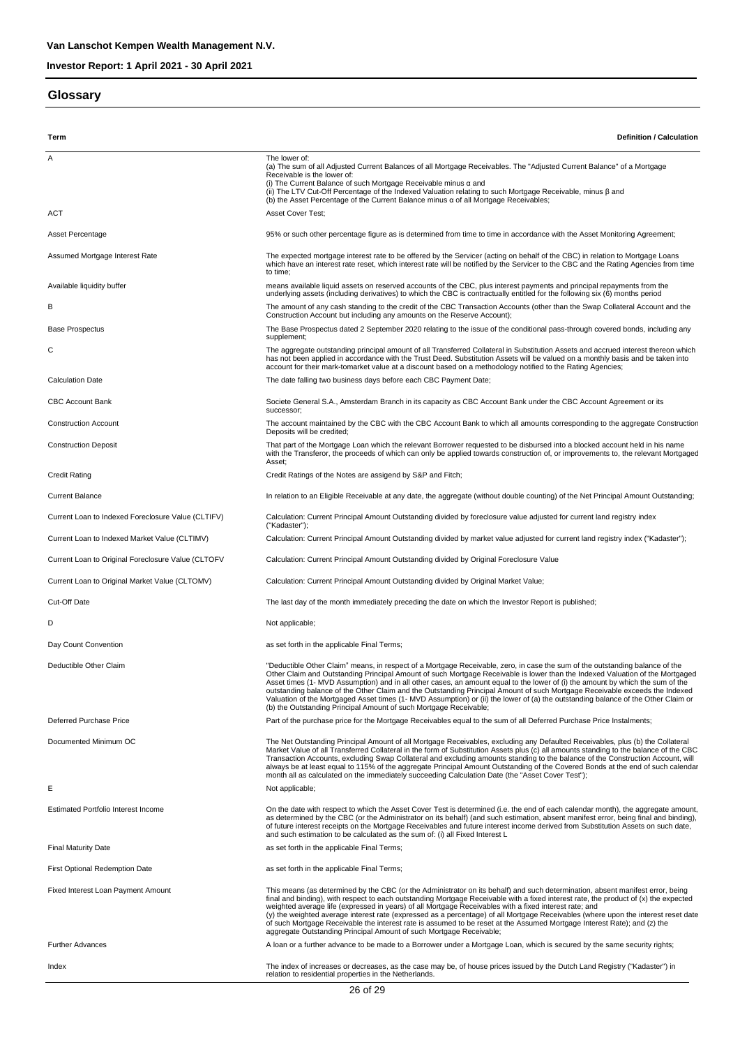## Glossary

| Term | Definition / Calculation |
|---|---|
| A | The lower of:<br>(a) The sum of all Adjusted Current Balances of all Mortgage Receivables. The "Adjusted Current Balance" of a Mortgage Receivable is the lower of:<br>(i) The Current Balance of such Mortgage Receivable minus α and<br>(ii) The LTV Cut-Off Percentage of the Indexed Valuation relating to such Mortgage Receivable, minus β and<br>(b) the Asset Percentage of the Current Balance minus α of all Mortgage Receivables; |
| ACT | Asset Cover Test; |
| Asset Percentage | 95% or such other percentage figure as is determined from time to time in accordance with the Asset Monitoring Agreement; |
| Assumed Mortgage Interest Rate | The expected mortgage interest rate to be offered by the Servicer (acting on behalf of the CBC) in relation to Mortgage Loans which have an interest rate reset, which interest rate will be notified by the Servicer to the CBC and the Rating Agencies from time to time; |
| Available liquidity buffer | means available liquid assets on reserved accounts of the CBC, plus interest payments and principal repayments from the underlying assets (including derivatives) to which the CBC is contractually entitled for the following six (6) months period |
| B | The amount of any cash standing to the credit of the CBC Transaction Accounts (other than the Swap Collateral Account and the Construction Account but including any amounts on the Reserve Account); |
| Base Prospectus | The Base Prospectus dated 2 September 2020 relating to the issue of the conditional pass-through covered bonds, including any supplement; |
| C | The aggregate outstanding principal amount of all Transferred Collateral in Substitution Assets and accrued interest thereon which has not been applied in accordance with the Trust Deed. Substitution Assets will be valued on a monthly basis and be taken into account for their mark-tomarket value at a discount based on a methodology notified to the Rating Agencies; |
| Calculation Date | The date falling two business days before each CBC Payment Date; |
| CBC Account Bank | Societe General S.A., Amsterdam Branch in its capacity as CBC Account Bank under the CBC Account Agreement or its successor; |
| Construction Account | The account maintained by the CBC with the CBC Account Bank to which all amounts corresponding to the aggregate Construction Deposits will be credited; |
| Construction Deposit | That part of the Mortgage Loan which the relevant Borrower requested to be disbursed into a blocked account held in his name with the Transferor, the proceeds of which can only be applied towards construction of, or improvements to, the relevant Mortgaged Asset; |
| Credit Rating | Credit Ratings of the Notes are assigend by S&P and Fitch; |
| Current Balance | In relation to an Eligible Receivable at any date, the aggregate (without double counting) of the Net Principal Amount Outstanding; |
| Current Loan to Indexed Foreclosure Value (CLTIFV) | Calculation: Current Principal Amount Outstanding divided by foreclosure value adjusted for current land registry index ("Kadaster"); |
| Current Loan to Indexed Market Value (CLTIMV) | Calculation: Current Principal Amount Outstanding divided by market value adjusted for current land registry index ("Kadaster"); |
| Current Loan to Original Foreclosure Value (CLTOFV | Calculation: Current Principal Amount Outstanding divided by Original Foreclosure Value |
| Current Loan to Original Market Value (CLTOMV) | Calculation: Current Principal Amount Outstanding divided by Original Market Value; |
| Cut-Off Date | The last day of the month immediately preceding the date on which the Investor Report is published; |
| D | Not applicable; |
| Day Count Convention | as set forth in the applicable Final Terms; |
| Deductible Other Claim | "Deductible Other Claim" means, in respect of a Mortgage Receivable, zero, in case the sum of the outstanding balance of the Other Claim and Outstanding Principal Amount of such Mortgage Receivable is lower than the Indexed Valuation of the Mortgaged Asset times (1- MVD Assumption) and in all other cases, an amount equal to the lower of (i) the amount by which the sum of the outstanding balance of the Other Claim and the Outstanding Principal Amount of such Mortgage Receivable exceeds the Indexed Valuation of the Mortgaged Asset times (1- MVD Assumption) or (ii) the lower of (a) the outstanding balance of the Other Claim or (b) the Outstanding Principal Amount of such Mortgage Receivable; |
| Deferred Purchase Price | Part of the purchase price for the Mortgage Receivables equal to the sum of all Deferred Purchase Price Instalments; |
| Documented Minimum OC | The Net Outstanding Principal Amount of all Mortgage Receivables, excluding any Defaulted Receivables, plus (b) the Collateral Market Value of all Transferred Collateral in the form of Substitution Assets plus (c) all amounts standing to the balance of the CBC Transaction Accounts, excluding Swap Collateral and excluding amounts standing to the balance of the Construction Account, will always be at least equal to 115% of the aggregate Principal Amount Outstanding of the Covered Bonds at the end of such calendar month all as calculated on the immediately succeeding Calculation Date (the "Asset Cover Test"); |
| E | Not applicable; |
| Estimated Portfolio Interest Income | On the date with respect to which the Asset Cover Test is determined (i.e. the end of each calendar month), the aggregate amount, as determined by the CBC (or the Administrator on its behalf) (and such estimation, absent manifest error, being final and binding), of future interest receipts on the Mortgage Receivables and future interest income derived from Substitution Assets on such date, and such estimation to be calculated as the sum of: (i) all Fixed Interest L |
| Final Maturity Date | as set forth in the applicable Final Terms; |
| First Optional Redemption Date | as set forth in the applicable Final Terms; |
| Fixed Interest Loan Payment Amount | This means (as determined by the CBC (or the Administrator on its behalf) and such determination, absent manifest error, being final and binding), with respect to each outstanding Mortgage Receivable with a fixed interest rate, the product of (x) the expected weighted average life (expressed in years) of all Mortgage Receivables with a fixed interest rate; and<br>(y) the weighted average interest rate (expressed as a percentage) of all Mortgage Receivables (where upon the interest reset date of such Mortgage Receivable the interest rate is assumed to be reset at the Assumed Mortgage Interest Rate); and (z) the aggregate Outstanding Principal Amount of such Mortgage Receivable; |
| Further Advances | A loan or a further advance to be made to a Borrower under a Mortgage Loan, which is secured by the same security rights; |
| Index | The index of increases or decreases, as the case may be, of house prices issued by the Dutch Land Registry ("Kadaster") in relation to residential properties in the Netherlands. |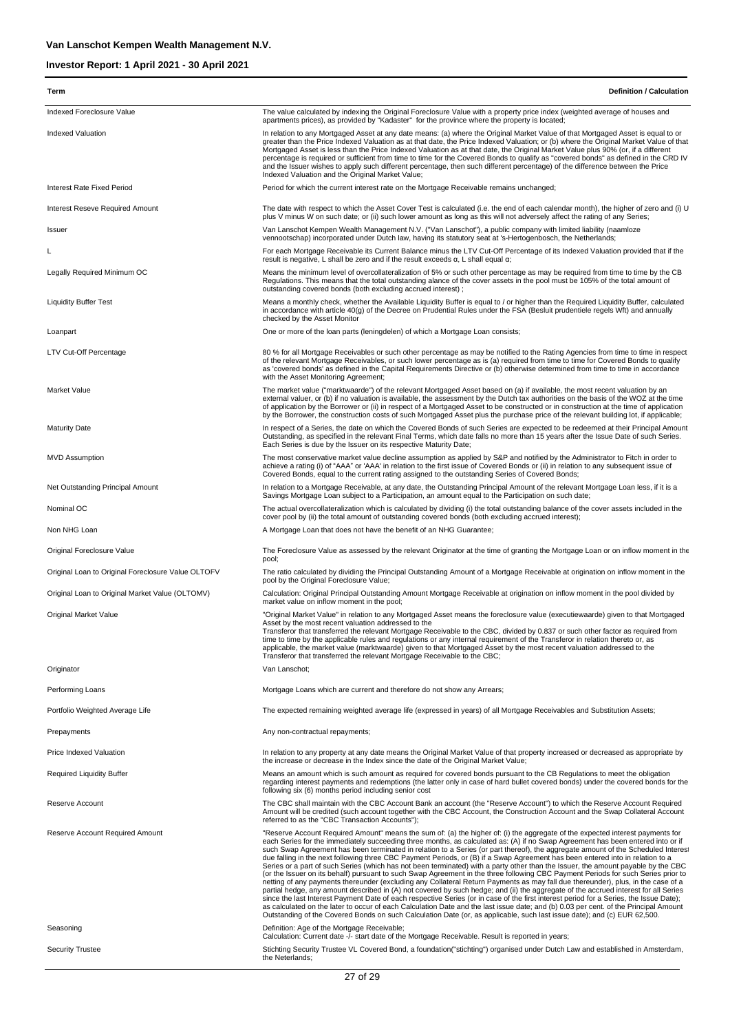| Term | Definition / Calculation |
|---|---|
| Indexed Foreclosure Value | The value calculated by indexing the Original Foreclosure Value with a property price index (weighted average of houses and apartments prices), as provided by "Kadaster" for the province where the property is located; |
| Indexed Valuation | In relation to any Mortgaged Asset at any date means: (a) where the Original Market Value of that Mortgaged Asset is equal to or greater than the Price Indexed Valuation as at that date, the Price Indexed Valuation; or (b) where the Original Market Value of that Mortgaged Asset is less than the Price Indexed Valuation as at that date, the Original Market Value plus 90% (or, if a different percentage is required or sufficient from time to time for the Covered Bonds to qualify as "covered bonds" as defined in the CRD IV and the Issuer wishes to apply such different percentage, then such different percentage) of the difference between the Price Indexed Valuation and the Original Market Value; |
| Interest Rate Fixed Period | Period for which the current interest rate on the Mortgage Receivable remains unchanged; |
| Interest Reseve Required Amount | The date with respect to which the Asset Cover Test is calculated (i.e. the end of each calendar month), the higher of zero and (i) U plus V minus W on such date; or (ii) such lower amount as long as this will not adversely affect the rating of any Series; |
| Issuer | Van Lanschot Kempen Wealth Management N.V. ("Van Lanschot"), a public company with limited liability (naamloze vennootschap) incorporated under Dutch law, having its statutory seat at 's-Hertogenbosch, the Netherlands; |
| L | For each Mortgage Receivable its Current Balance minus the LTV Cut-Off Percentage of its Indexed Valuation provided that if the result is negative, L shall be zero and if the result exceeds α, L shall equal α; |
| Legally Required Minimum OC | Means the minimum level of overcollateralization of 5% or such other percentage as may be required from time to time by the CB Regulations. This means that the total outstanding alance of the cover assets in the pool must be 105% of the total amount of outstanding covered bonds (both excluding accrued interest) ; |
| Liquidity Buffer Test | Means a monthly check, whether the Available Liquidity Buffer is equal to / or higher than the Required Liquidity Buffer, calculated in accordance with article 40(g) of the Decree on Prudential Rules under the FSA (Besluit prudentiele regels Wft) and annually checked by the Asset Monitor |
| Loanpart | One or more of the loan parts (leningdelen) of which a Mortgage Loan consists; |
| LTV Cut-Off Percentage | 80 % for all Mortgage Receivables or such other percentage as may be notified to the Rating Agencies from time to time in respect of the relevant Mortgage Receivables, or such lower percentage as is (a) required from time to time for Covered Bonds to qualify as 'covered bonds' as defined in the Capital Requirements Directive or (b) otherwise determined from time to time in accordance with the Asset Monitoring Agreement; |
| Market Value | The market value ("marktwaarde") of the relevant Mortgaged Asset based on (a) if available, the most recent valuation by an external valuer, or (b) if no valuation is available, the assessment by the Dutch tax authorities on the basis of the WOZ at the time of application by the Borrower or (ii) in respect of a Mortgaged Asset to be constructed or in construction at the time of application by the Borrower, the construction costs of such Mortgaged Asset plus the purchase price of the relevant building lot, if applicable; |
| Maturity Date | In respect of a Series, the date on which the Covered Bonds of such Series are expected to be redeemed at their Principal Amount Outstanding, as specified in the relevant Final Terms, which date falls no more than 15 years after the Issue Date of such Series. Each Series is due by the Issuer on its respective Maturity Date; |
| MVD Assumption | The most conservative market value decline assumption as applied by S&P and notified by the Administrator to Fitch in order to achieve a rating (i) of "AAA" or 'AAA' in relation to the first issue of Covered Bonds or (ii) in relation to any subsequent issue of Covered Bonds, equal to the current rating assigned to the outstanding Series of Covered Bonds; |
| Net Outstanding Principal Amount | In relation to a Mortgage Receivable, at any date, the Outstanding Principal Amount of the relevant Mortgage Loan less, if it is a Savings Mortgage Loan subject to a Participation, an amount equal to the Participation on such date; |
| Nominal OC | The actual overcollateralization which is calculated by dividing (i) the total outstanding balance of the cover assets included in the cover pool by (ii) the total amount of outstanding covered bonds (both excluding accrued interest); |
| Non NHG Loan | A Mortgage Loan that does not have the benefit of an NHG Guarantee; |
| Original Foreclosure Value | The Foreclosure Value as assessed by the relevant Originator at the time of granting the Mortgage Loan or on inflow moment in the pool; |
| Original Loan to Original Foreclosure Value OLTOFV | The ratio calculated by dividing the Principal Outstanding Amount of a Mortgage Receivable at origination on inflow moment in the pool by the Original Foreclosure Value; |
| Original Loan to Original Market Value (OLTOMV) | Calculation: Original Principal Outstanding Amount Mortgage Receivable at origination on inflow moment in the pool divided by market value on inflow moment in the pool; |
| Original Market Value | "Original Market Value" in relation to any Mortgaged Asset means the foreclosure value (executiewaarde) given to that Mortgaged Asset by the most recent valuation addressed to the Transferor that transferred the relevant Mortgage Receivable to the CBC, divided by 0.837 or such other factor as required from time to time by the applicable rules and regulations or any internal requirement of the Transferor in relation thereto or, as applicable, the market value (marktwaarde) given to that Mortgaged Asset by the most recent valuation addressed to the Transferor that transferred the relevant Mortgage Receivable to the CBC; |
| Originator | Van Lanschot; |
| Performing Loans | Mortgage Loans which are current and therefore do not show any Arrears; |
| Portfolio Weighted Average Life | The expected remaining weighted average life (expressed in years) of all Mortgage Receivables and Substitution Assets; |
| Prepayments | Any non-contractual repayments; |
| Price Indexed Valuation | In relation to any property at any date means the Original Market Value of that property increased or decreased as appropriate by the increase or decrease in the Index since the date of the Original Market Value; |
| Required Liquidity Buffer | Means an amount which is such amount as required for covered bonds pursuant to the CB Regulations to meet the obligation regarding interest payments and redemptions (the latter only in case of hard bullet covered bonds) under the covered bonds for the following six (6) months period including senior cost |
| Reserve Account | The CBC shall maintain with the CBC Account Bank an account (the "Reserve Account") to which the Reserve Account Required Amount will be credited (such account together with the CBC Account, the Construction Account and the Swap Collateral Account referred to as the "CBC Transaction Accounts"); |
| Reserve Account Required Amount | "Reserve Account Required Amount" means the sum of: (a) the higher of: (i) the aggregate of the expected interest payments for each Series for the immediately succeeding three months, as calculated as: (A) if no Swap Agreement has been entered into or if such Swap Agreement has been terminated in relation to a Series (or part thereof), the aggregate amount of the Scheduled Interest due falling in the next following three CBC Payment Periods, or (B) if a Swap Agreement has been entered into in relation to a Series or a part of such Series (which has not been terminated) with a party other than the Issuer, the amount payable by the CBC (or the Issuer on its behalf) pursuant to such Swap Agreement in the three following CBC Payment Periods for such Series prior to netting of any payments thereunder (excluding any Collateral Return Payments as may fall due thereunder), plus, in the case of a partial hedge, any amount described in (A) not covered by such hedge; and (ii) the aggregate of the accrued interest for all Series since the last Interest Payment Date of each respective Series (or in case of the first interest period for a Series, the Issue Date); as calculated on the later to occur of each Calculation Date and the last issue date; and (b) 0.03 per cent. of the Principal Amount Outstanding of the Covered Bonds on such Calculation Date (or, as applicable, such last issue date); and (c) EUR 62,500. |
| Seasoning | Definition: Age of the Mortgage Receivable;<br>Calculation: Current date -/- start date of the Mortgage Receivable. Result is reported in years; |
| Security Trustee | Stichting Security Trustee VL Covered Bond, a foundation("stichting") organised under Dutch Law and established in Amsterdam, the Netherlands; |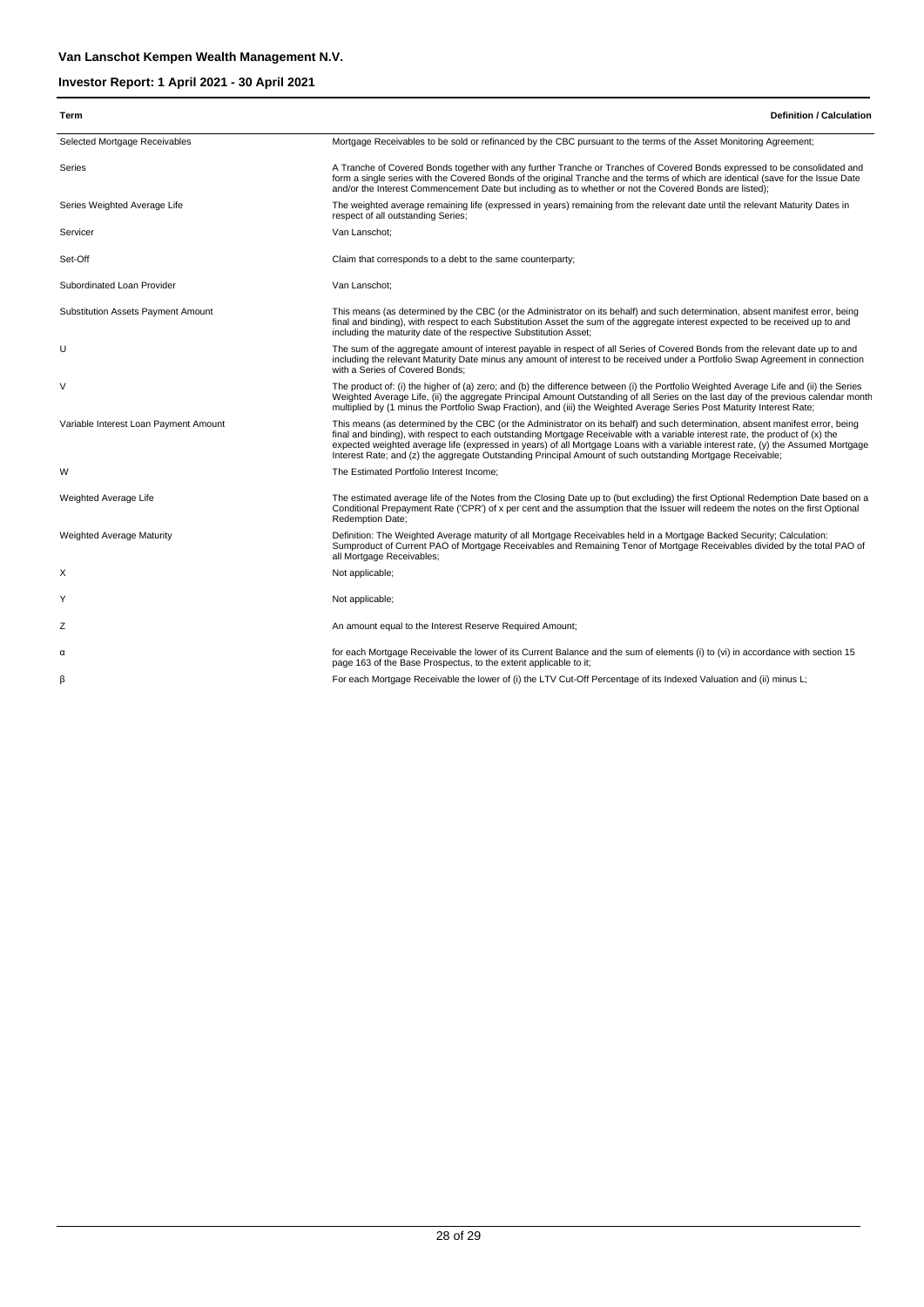**Van Lanschot Kempen Wealth Management N.V.**

**Investor Report: 1 April 2021 - 30 April 2021**

| Term | Definition / Calculation |
|---|---|
| Selected Mortgage Receivables | Mortgage Receivables to be sold or refinanced by the CBC pursuant to the terms of the Asset Monitoring Agreement; |
| Series | A Tranche of Covered Bonds together with any further Tranche or Tranches of Covered Bonds expressed to be consolidated and form a single series with the Covered Bonds of the original Tranche and the terms of which are identical (save for the Issue Date and/or the Interest Commencement Date but including as to whether or not the Covered Bonds are listed); |
| Series Weighted Average Life | The weighted average remaining life (expressed in years) remaining from the relevant date until the relevant Maturity Dates in respect of all outstanding Series; |
| Servicer | Van Lanschot; |
| Set-Off | Claim that corresponds to a debt to the same counterparty; |
| Subordinated Loan Provider | Van Lanschot; |
| Substitution Assets Payment Amount | This means (as determined by the CBC (or the Administrator on its behalf) and such determination, absent manifest error, being final and binding), with respect to each Substitution Asset the sum of the aggregate interest expected to be received up to and including the maturity date of the respective Substitution Asset; |
| U | The sum of the aggregate amount of interest payable in respect of all Series of Covered Bonds from the relevant date up to and including the relevant Maturity Date minus any amount of interest to be received under a Portfolio Swap Agreement in connection with a Series of Covered Bonds; |
| V | The product of: (i) the higher of (a) zero; and (b) the difference between (i) the Portfolio Weighted Average Life and (ii) the Series Weighted Average Life, (ii) the aggregate Principal Amount Outstanding of all Series on the last day of the previous calendar month multiplied by (1 minus the Portfolio Swap Fraction), and (iii) the Weighted Average Series Post Maturity Interest Rate; |
| Variable Interest Loan Payment Amount | This means (as determined by the CBC (or the Administrator on its behalf) and such determination, absent manifest error, being final and binding), with respect to each outstanding Mortgage Receivable with a variable interest rate, the product of (x) the expected weighted average life (expressed in years) of all Mortgage Loans with a variable interest rate, (y) the Assumed Mortgage Interest Rate; and (z) the aggregate Outstanding Principal Amount of such outstanding Mortgage Receivable; |
| W | The Estimated Portfolio Interest Income; |
| Weighted Average Life | The estimated average life of the Notes from the Closing Date up to (but excluding) the first Optional Redemption Date based on a Conditional Prepayment Rate ('CPR') of x per cent and the assumption that the Issuer will redeem the notes on the first Optional Redemption Date; |
| Weighted Average Maturity | Definition: The Weighted Average maturity of all Mortgage Receivables held in a Mortgage Backed Security; Calculation: Sumproduct of Current PAO of Mortgage Receivables and Remaining Tenor of Mortgage Receivables divided by the total PAO of all Mortgage Receivables; |
| X | Not applicable; |
| Y | Not applicable; |
| Z | An amount equal to the Interest Reserve Required Amount; |
| α | for each Mortgage Receivable the lower of its Current Balance and the sum of elements (i) to (vi) in accordance with section 15 page 163 of the Base Prospectus, to the extent applicable to it; |
| β | For each Mortgage Receivable the lower of (i) the LTV Cut-Off Percentage of its Indexed Valuation and (ii) minus L; |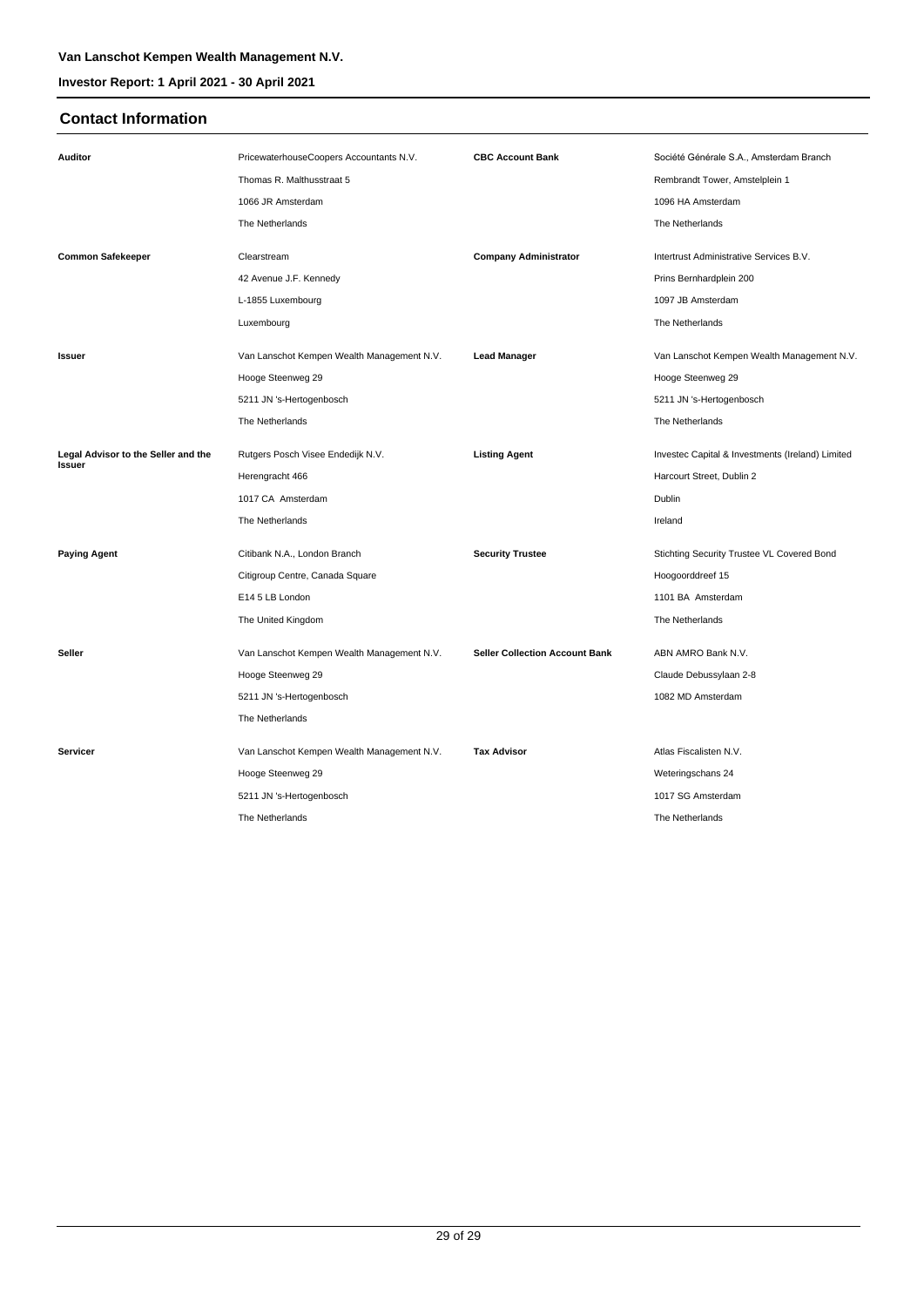**Van Lanschot Kempen Wealth Management N.V.**

**Investor Report: 1 April 2021 - 30 April 2021**

## Contact Information

| | | | |
|---|---|---|---|
| **Auditor** | PricewaterhouseCoopers Accountants N.V.<br>Thomas R. Malthusstraat 5<br>1066 JR Amsterdam<br>The Netherlands | **CBC Account Bank** | Société Générale S.A., Amsterdam Branch<br>Rembrandt Tower, Amstelplein 1<br>1096 HA Amsterdam<br>The Netherlands |
| **Common Safekeeper** | Clearstream<br>42 Avenue J.F. Kennedy<br>L-1855 Luxembourg<br>Luxembourg | **Company Administrator** | Intertrust Administrative Services B.V.<br>Prins Bernhardplein 200<br>1097 JB Amsterdam<br>The Netherlands |
| **Issuer** | Van Lanschot Kempen Wealth Management N.V.<br>Hooge Steenweg 29<br>5211 JN 's-Hertogenbosch<br>The Netherlands | **Lead Manager** | Van Lanschot Kempen Wealth Management N.V.<br>Hooge Steenweg 29<br>5211 JN 's-Hertogenbosch<br>The Netherlands |
| **Legal Advisor to the Seller and the Issuer** | Rutgers Posch Visee Endedijk N.V.<br>Herengracht 466<br>1017 CA Amsterdam<br>The Netherlands | **Listing Agent** | Investec Capital & Investments (Ireland) Limited<br>Harcourt Street, Dublin 2<br>Dublin<br>Ireland |
| **Paying Agent** | Citibank N.A., London Branch<br>Citigroup Centre, Canada Square<br>E14 5 LB London<br>The United Kingdom | **Security Trustee** | Stichting Security Trustee VL Covered Bond<br>Hoogoorddreef 15<br>1101 BA Amsterdam<br>The Netherlands |
| **Seller** | Van Lanschot Kempen Wealth Management N.V.<br>Hooge Steenweg 29<br>5211 JN 's-Hertogenbosch<br>The Netherlands | **Seller Collection Account Bank** | ABN AMRO Bank N.V.<br>Claude Debussylaan 2-8<br>1082 MD Amsterdam |
| **Servicer** | Van Lanschot Kempen Wealth Management N.V.<br>Hooge Steenweg 29<br>5211 JN 's-Hertogenbosch<br>The Netherlands | **Tax Advisor** | Atlas Fiscalisten N.V.<br>Weteringschans 24<br>1017 SG Amsterdam<br>The Netherlands |